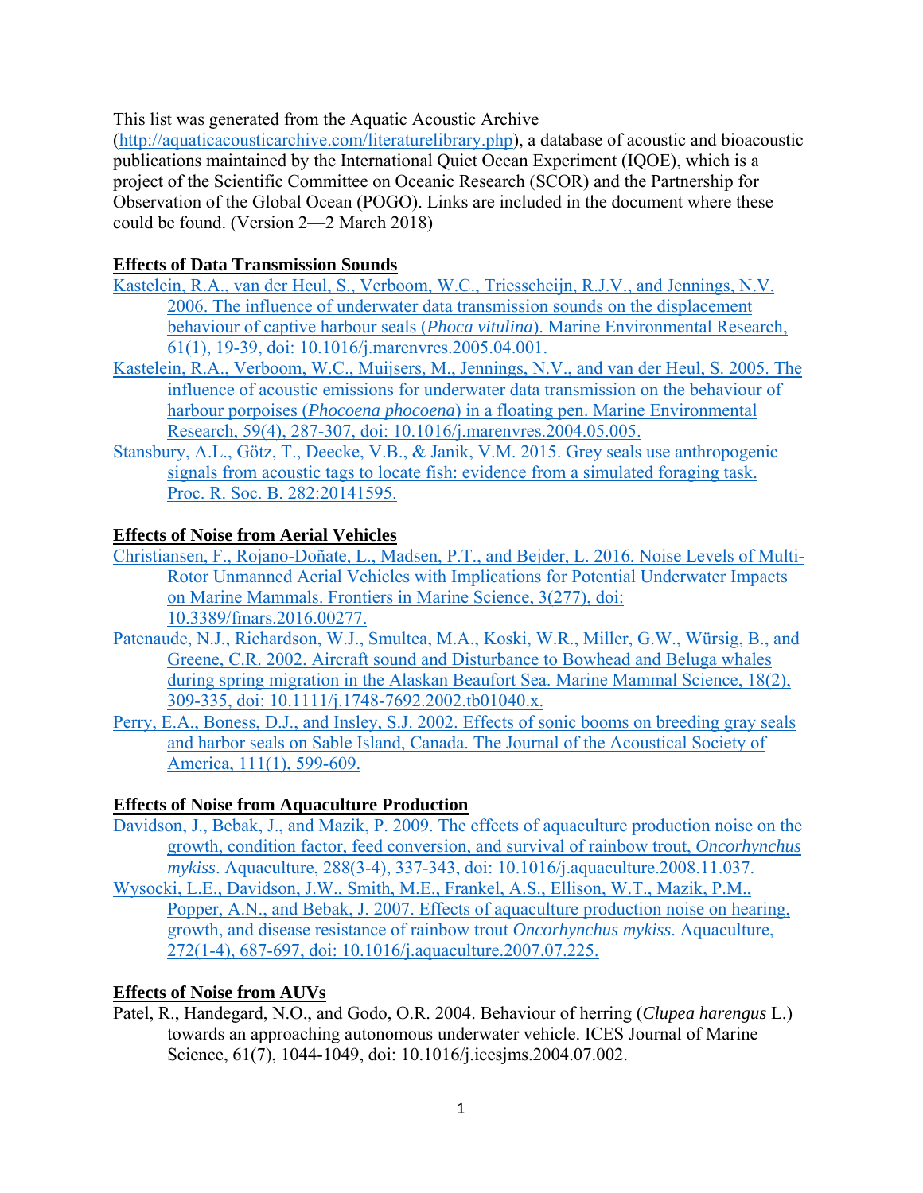This list was generated from the Aquatic Acoustic Archive (http://aquaticacousticarchive.com/literaturelibrary.php), a database of acoustic and bioacoustic publications maintained by the International Quiet Ocean Experiment (IQOE), which is a project of the Scientific Committee on Oceanic Research (SCOR) and the Partnership for Observation of the Global Ocean (POGO). Links are included in the document where these could be found. (Version 2—2 March 2018)

## Effects of Data Transmission Sounds

Kastelein, R.A., van der Heul, S., Verboom, W.C., Triesscheijn, R.J.V., and Jennings, N.V. 2006. The influence of underwater data transmission sounds on the displacement behaviour of captive harbour seals (*Phoca vitulina*). Marine Environmental Research, 61(1), 19-39, doi: 10.1016/j.marenvres.2005.04.001.

Kastelein, R.A., Verboom, W.C., Muijsers, M., Jennings, N.V., and van der Heul, S. 2005. The influence of acoustic emissions for underwater data transmission on the behaviour of harbour porpoises (*Phocoena phocoena*) in a floating pen. Marine Environmental Research, 59(4), 287-307, doi: 10.1016/j.marenvres.2004.05.005.

Stansbury, A.L., Götz, T., Deecke, V.B., & Janik, V.M. 2015. Grey seals use anthropogenic signals from acoustic tags to locate fish: evidence from a simulated foraging task. Proc. R. Soc. B. 282:20141595.

## Effects of Noise from Aerial Vehicles

Christiansen, F., Rojano-Doñate, L., Madsen, P.T., and Bejder, L. 2016. Noise Levels of Multi-Rotor Unmanned Aerial Vehicles with Implications for Potential Underwater Impacts on Marine Mammals. Frontiers in Marine Science, 3(277), doi: 10.3389/fmars.2016.00277.

Patenaude, N.J., Richardson, W.J., Smultea, M.A., Koski, W.R., Miller, G.W., Würsig, B., and Greene, C.R. 2002. Aircraft sound and Disturbance to Bowhead and Beluga whales during spring migration in the Alaskan Beaufort Sea. Marine Mammal Science, 18(2), 309-335, doi: 10.1111/j.1748-7692.2002.tb01040.x.

Perry, E.A., Boness, D.J., and Insley, S.J. 2002. Effects of sonic booms on breeding gray seals and harbor seals on Sable Island, Canada. The Journal of the Acoustical Society of America, 111(1), 599-609.

## Effects of Noise from Aquaculture Production

Davidson, J., Bebak, J., and Mazik, P. 2009. The effects of aquaculture production noise on the growth, condition factor, feed conversion, and survival of rainbow trout, *Oncorhynchus mykiss*. Aquaculture, 288(3-4), 337-343, doi: 10.1016/j.aquaculture.2008.11.037.

Wysocki, L.E., Davidson, J.W., Smith, M.E., Frankel, A.S., Ellison, W.T., Mazik, P.M., Popper, A.N., and Bebak, J. 2007. Effects of aquaculture production noise on hearing, growth, and disease resistance of rainbow trout *Oncorhynchus mykiss*. Aquaculture, 272(1-4), 687-697, doi: 10.1016/j.aquaculture.2007.07.225.

## Effects of Noise from AUVs

Patel, R., Handegard, N.O., and Godo, O.R. 2004. Behaviour of herring (*Clupea harengus* L.) towards an approaching autonomous underwater vehicle. ICES Journal of Marine Science, 61(7), 1044-1049, doi: 10.1016/j.icesjms.2004.07.002.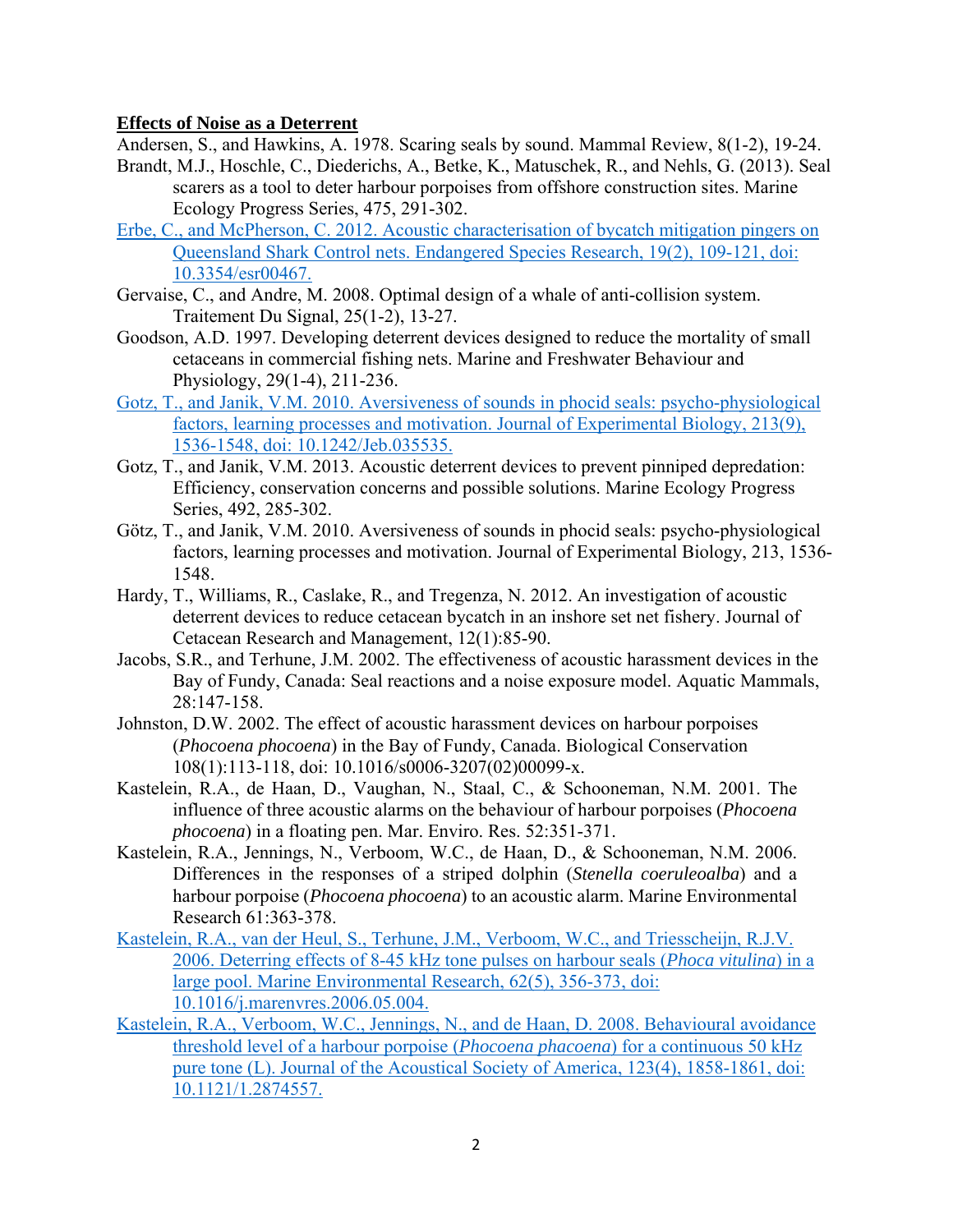**Effects of Noise as a Deterrent**

Andersen, S., and Hawkins, A. 1978. Scaring seals by sound. Mammal Review, 8(1-2), 19-24.

Brandt, M.J., Hoschle, C., Diederichs, A., Betke, K., Matuschek, R., and Nehls, G. (2013). Seal scarers as a tool to deter harbour porpoises from offshore construction sites. Marine Ecology Progress Series, 475, 291-302.

Erbe, C., and McPherson, C. 2012. Acoustic characterisation of bycatch mitigation pingers on Queensland Shark Control nets. Endangered Species Research, 19(2), 109-121, doi: 10.3354/esr00467.

Gervaise, C., and Andre, M. 2008. Optimal design of a whale of anti-collision system. Traitement Du Signal, 25(1-2), 13-27.

Goodson, A.D. 1997. Developing deterrent devices designed to reduce the mortality of small cetaceans in commercial fishing nets. Marine and Freshwater Behaviour and Physiology, 29(1-4), 211-236.

Gotz, T., and Janik, V.M. 2010. Aversiveness of sounds in phocid seals: psycho-physiological factors, learning processes and motivation. Journal of Experimental Biology, 213(9), 1536-1548, doi: 10.1242/Jeb.035535.

Gotz, T., and Janik, V.M. 2013. Acoustic deterrent devices to prevent pinniped depredation: Efficiency, conservation concerns and possible solutions. Marine Ecology Progress Series, 492, 285-302.

Götz, T., and Janik, V.M. 2010. Aversiveness of sounds in phocid seals: psycho-physiological factors, learning processes and motivation. Journal of Experimental Biology, 213, 1536-1548.

Hardy, T., Williams, R., Caslake, R., and Tregenza, N. 2012. An investigation of acoustic deterrent devices to reduce cetacean bycatch in an inshore set net fishery. Journal of Cetacean Research and Management, 12(1):85-90.

Jacobs, S.R., and Terhune, J.M. 2002. The effectiveness of acoustic harassment devices in the Bay of Fundy, Canada: Seal reactions and a noise exposure model. Aquatic Mammals, 28:147-158.

Johnston, D.W. 2002. The effect of acoustic harassment devices on harbour porpoises (*Phocoena phocoena*) in the Bay of Fundy, Canada. Biological Conservation 108(1):113-118, doi: 10.1016/s0006-3207(02)00099-x.

Kastelein, R.A., de Haan, D., Vaughan, N., Staal, C., & Schooneman, N.M. 2001. The influence of three acoustic alarms on the behaviour of harbour porpoises (*Phocoena phocoena*) in a floating pen. Mar. Enviro. Res. 52:351-371.

Kastelein, R.A., Jennings, N., Verboom, W.C., de Haan, D., & Schooneman, N.M. 2006. Differences in the responses of a striped dolphin (*Stenella coeruleoalba*) and a harbour porpoise (*Phocoena phocoena*) to an acoustic alarm. Marine Environmental Research 61:363-378.

Kastelein, R.A., van der Heul, S., Terhune, J.M., Verboom, W.C., and Triesscheijn, R.J.V. 2006. Deterring effects of 8-45 kHz tone pulses on harbour seals (*Phoca vitulina*) in a large pool. Marine Environmental Research, 62(5), 356-373, doi: 10.1016/j.marenvres.2006.05.004.

Kastelein, R.A., Verboom, W.C., Jennings, N., and de Haan, D. 2008. Behavioural avoidance threshold level of a harbour porpoise (*Phocoena phacoena*) for a continuous 50 kHz pure tone (L). Journal of the Acoustical Society of America, 123(4), 1858-1861, doi: 10.1121/1.2874557.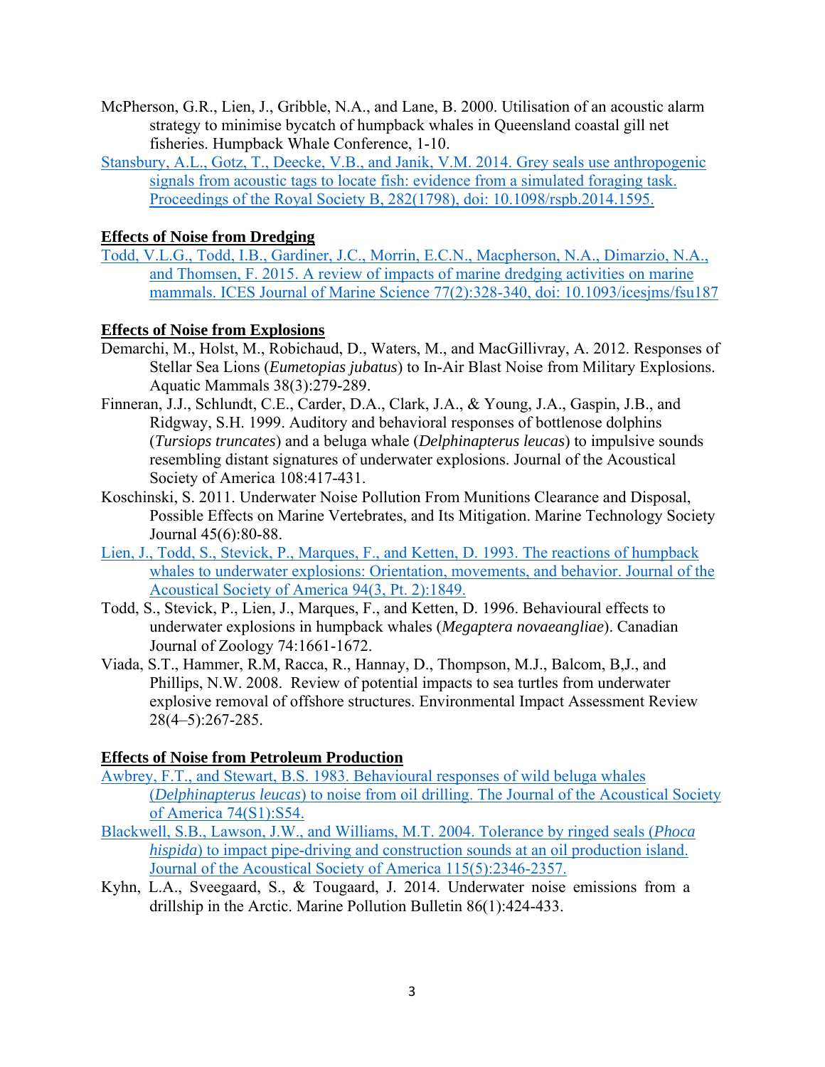McPherson, G.R., Lien, J., Gribble, N.A., and Lane, B. 2000. Utilisation of an acoustic alarm strategy to minimise bycatch of humpback whales in Queensland coastal gill net fisheries. Humpback Whale Conference, 1-10.

Stansbury, A.L., Gotz, T., Deecke, V.B., and Janik, V.M. 2014. Grey seals use anthropogenic signals from acoustic tags to locate fish: evidence from a simulated foraging task. Proceedings of the Royal Society B, 282(1798), doi: 10.1098/rspb.2014.1595.

**Effects of Noise from Dredging**

Todd, V.L.G., Todd, I.B., Gardiner, J.C., Morrin, E.C.N., Macpherson, N.A., Dimarzio, N.A., and Thomsen, F. 2015. A review of impacts of marine dredging activities on marine mammals. ICES Journal of Marine Science 77(2):328-340, doi: 10.1093/icesjms/fsu187

**Effects of Noise from Explosions**

Demarchi, M., Holst, M., Robichaud, D., Waters, M., and MacGillivray, A. 2012. Responses of Stellar Sea Lions (*Eumetopias jubatus*) to In-Air Blast Noise from Military Explosions. Aquatic Mammals 38(3):279-289.

Finneran, J.J., Schlundt, C.E., Carder, D.A., Clark, J.A., & Young, J.A., Gaspin, J.B., and Ridgway, S.H. 1999. Auditory and behavioral responses of bottlenose dolphins (*Tursiops truncates*) and a beluga whale (*Delphinapterus leucas*) to impulsive sounds resembling distant signatures of underwater explosions. Journal of the Acoustical Society of America 108:417-431.

Koschinski, S. 2011. Underwater Noise Pollution From Munitions Clearance and Disposal, Possible Effects on Marine Vertebrates, and Its Mitigation. Marine Technology Society Journal 45(6):80-88.

Lien, J., Todd, S., Stevick, P., Marques, F., and Ketten, D. 1993. The reactions of humpback whales to underwater explosions: Orientation, movements, and behavior. Journal of the Acoustical Society of America 94(3, Pt. 2):1849.

Todd, S., Stevick, P., Lien, J., Marques, F., and Ketten, D. 1996. Behavioural effects to underwater explosions in humpback whales (*Megaptera novaeangliae*). Canadian Journal of Zoology 74:1661-1672.

Viada, S.T., Hammer, R.M, Racca, R., Hannay, D., Thompson, M.J., Balcom, B,J., and Phillips, N.W. 2008. Review of potential impacts to sea turtles from underwater explosive removal of offshore structures. Environmental Impact Assessment Review 28(4–5):267-285.

**Effects of Noise from Petroleum Production**

Awbrey, F.T., and Stewart, B.S. 1983. Behavioural responses of wild beluga whales (*Delphinapterus leucas*) to noise from oil drilling. The Journal of the Acoustical Society of America 74(S1):S54.

Blackwell, S.B., Lawson, J.W., and Williams, M.T. 2004. Tolerance by ringed seals (*Phoca hispida*) to impact pipe-driving and construction sounds at an oil production island. Journal of the Acoustical Society of America 115(5):2346-2357.

Kyhn, L.A., Sveegaard, S., & Tougaard, J. 2014. Underwater noise emissions from a drillship in the Arctic. Marine Pollution Bulletin 86(1):424-433.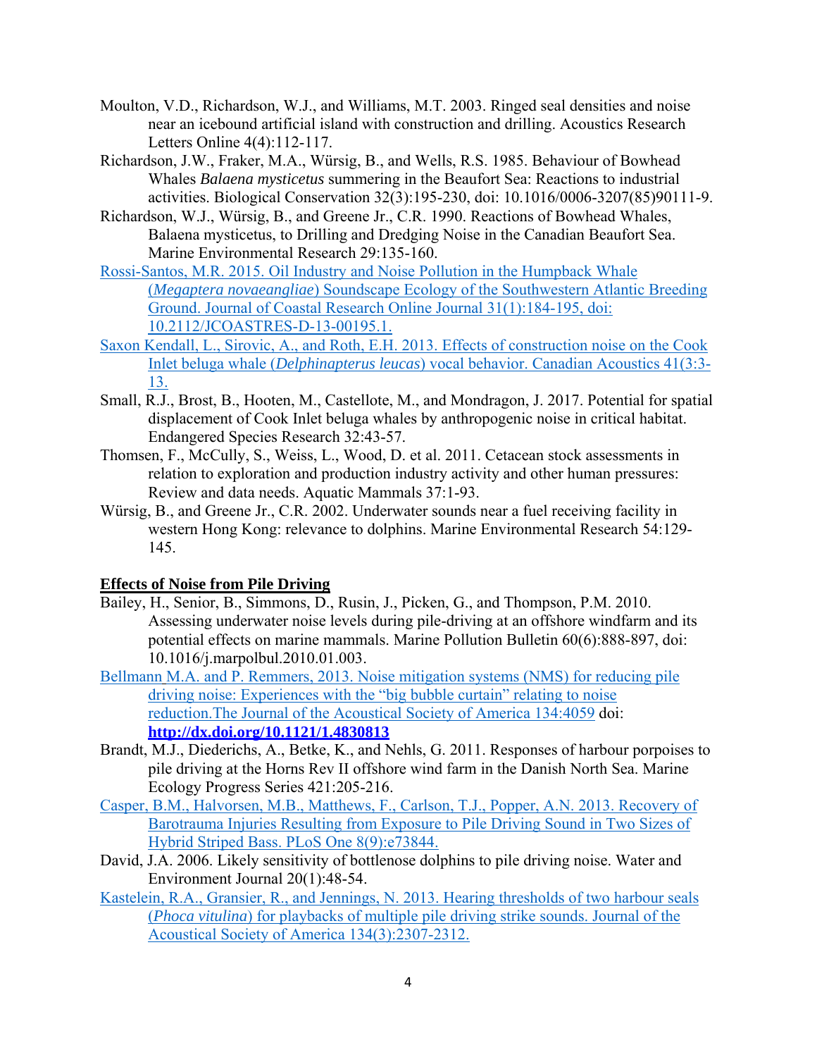Moulton, V.D., Richardson, W.J., and Williams, M.T. 2003. Ringed seal densities and noise near an icebound artificial island with construction and drilling. Acoustics Research Letters Online 4(4):112-117.

Richardson, J.W., Fraker, M.A., Würsig, B., and Wells, R.S. 1985. Behaviour of Bowhead Whales *Balaena mysticetus* summering in the Beaufort Sea: Reactions to industrial activities. Biological Conservation 32(3):195-230, doi: 10.1016/0006-3207(85)90111-9.

Richardson, W.J., Würsig, B., and Greene Jr., C.R. 1990. Reactions of Bowhead Whales, Balaena mysticetus, to Drilling and Dredging Noise in the Canadian Beaufort Sea. Marine Environmental Research 29:135-160.

Rossi-Santos, M.R. 2015. Oil Industry and Noise Pollution in the Humpback Whale (*Megaptera novaeangliae*) Soundscape Ecology of the Southwestern Atlantic Breeding Ground. Journal of Coastal Research Online Journal 31(1):184-195, doi: 10.2112/JCOASTRES-D-13-00195.1.

Saxon Kendall, L., Sirovic, A., and Roth, E.H. 2013. Effects of construction noise on the Cook Inlet beluga whale (*Delphinapterus leucas*) vocal behavior. Canadian Acoustics 41(3:3-13.

Small, R.J., Brost, B., Hooten, M., Castellote, M., and Mondragon, J. 2017. Potential for spatial displacement of Cook Inlet beluga whales by anthropogenic noise in critical habitat. Endangered Species Research 32:43-57.

Thomsen, F., McCully, S., Weiss, L., Wood, D. et al. 2011. Cetacean stock assessments in relation to exploration and production industry activity and other human pressures: Review and data needs. Aquatic Mammals 37:1-93.

Würsig, B., and Greene Jr., C.R. 2002. Underwater sounds near a fuel receiving facility in western Hong Kong: relevance to dolphins. Marine Environmental Research 54:129-145.

**Effects of Noise from Pile Driving**

Bailey, H., Senior, B., Simmons, D., Rusin, J., Picken, G., and Thompson, P.M. 2010. Assessing underwater noise levels during pile-driving at an offshore windfarm and its potential effects on marine mammals. Marine Pollution Bulletin 60(6):888-897, doi: 10.1016/j.marpolbul.2010.01.003.

Bellmann M.A. and P. Remmers, 2013. Noise mitigation systems (NMS) for reducing pile driving noise: Experiences with the "big bubble curtain" relating to noise reduction.The Journal of the Acoustical Society of America 134:4059 doi: **http://dx.doi.org/10.1121/1.4830813**

Brandt, M.J., Diederichs, A., Betke, K., and Nehls, G. 2011. Responses of harbour porpoises to pile driving at the Horns Rev II offshore wind farm in the Danish North Sea. Marine Ecology Progress Series 421:205-216.

Casper, B.M., Halvorsen, M.B., Matthews, F., Carlson, T.J., Popper, A.N. 2013. Recovery of Barotrauma Injuries Resulting from Exposure to Pile Driving Sound in Two Sizes of Hybrid Striped Bass. PLoS One 8(9):e73844.

David, J.A. 2006. Likely sensitivity of bottlenose dolphins to pile driving noise. Water and Environment Journal 20(1):48-54.

Kastelein, R.A., Gransier, R., and Jennings, N. 2013. Hearing thresholds of two harbour seals (*Phoca vitulina*) for playbacks of multiple pile driving strike sounds. Journal of the Acoustical Society of America 134(3):2307-2312.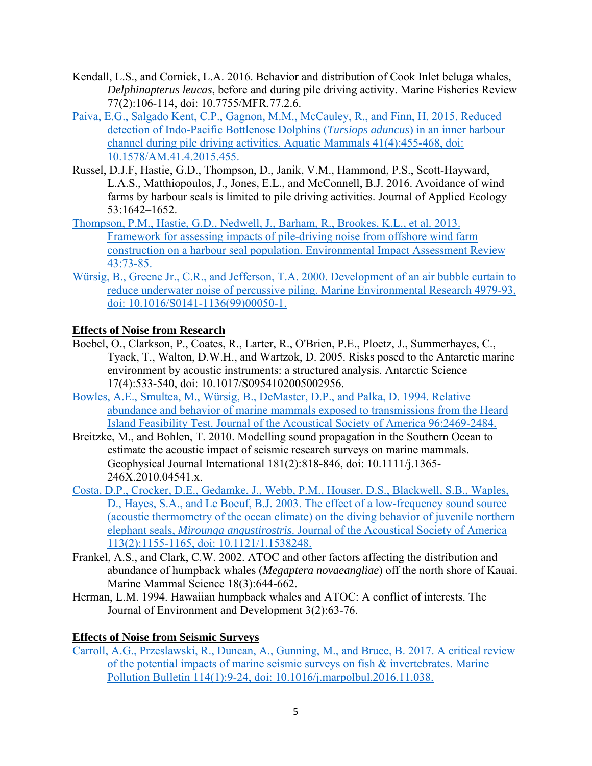Kendall, L.S., and Cornick, L.A. 2016. Behavior and distribution of Cook Inlet beluga whales, *Delphinapterus leucas*, before and during pile driving activity. Marine Fisheries Review 77(2):106-114, doi: 10.7755/MFR.77.2.6.

Paiva, E.G., Salgado Kent, C.P., Gagnon, M.M., McCauley, R., and Finn, H. 2015. Reduced detection of Indo-Pacific Bottlenose Dolphins (*Tursiops aduncus*) in an inner harbour channel during pile driving activities. Aquatic Mammals 41(4):455-468, doi: 10.1578/AM.41.4.2015.455.

Russel, D.J.F, Hastie, G.D., Thompson, D., Janik, V.M., Hammond, P.S., Scott-Hayward, L.A.S., Matthiopoulos, J., Jones, E.L., and McConnell, B.J. 2016. Avoidance of wind farms by harbour seals is limited to pile driving activities. Journal of Applied Ecology 53:1642–1652.

Thompson, P.M., Hastie, G.D., Nedwell, J., Barham, R., Brookes, K.L., et al. 2013. Framework for assessing impacts of pile-driving noise from offshore wind farm construction on a harbour seal population. Environmental Impact Assessment Review 43:73-85.

Würsig, B., Greene Jr., C.R., and Jefferson, T.A. 2000. Development of an air bubble curtain to reduce underwater noise of percussive piling. Marine Environmental Research 4979-93, doi: 10.1016/S0141-1136(99)00050-1.

**Effects of Noise from Research**

Boebel, O., Clarkson, P., Coates, R., Larter, R., O'Brien, P.E., Ploetz, J., Summerhayes, C., Tyack, T., Walton, D.W.H., and Wartzok, D. 2005. Risks posed to the Antarctic marine environment by acoustic instruments: a structured analysis. Antarctic Science 17(4):533-540, doi: 10.1017/S0954102005002956.

Bowles, A.E., Smultea, M., Würsig, B., DeMaster, D.P., and Palka, D. 1994. Relative abundance and behavior of marine mammals exposed to transmissions from the Heard Island Feasibility Test. Journal of the Acoustical Society of America 96:2469-2484.

Breitzke, M., and Bohlen, T. 2010. Modelling sound propagation in the Southern Ocean to estimate the acoustic impact of seismic research surveys on marine mammals. Geophysical Journal International 181(2):818-846, doi: 10.1111/j.1365-246X.2010.04541.x.

Costa, D.P., Crocker, D.E., Gedamke, J., Webb, P.M., Houser, D.S., Blackwell, S.B., Waples, D., Hayes, S.A., and Le Boeuf, B.J. 2003. The effect of a low-frequency sound source (acoustic thermometry of the ocean climate) on the diving behavior of juvenile northern elephant seals, *Mirounga angustirostris*. Journal of the Acoustical Society of America 113(2):1155-1165, doi: 10.1121/1.1538248.

Frankel, A.S., and Clark, C.W. 2002. ATOC and other factors affecting the distribution and abundance of humpback whales (*Megaptera novaeangliae*) off the north shore of Kauai. Marine Mammal Science 18(3):644-662.

Herman, L.M. 1994. Hawaiian humpback whales and ATOC: A conflict of interests. The Journal of Environment and Development 3(2):63-76.

**Effects of Noise from Seismic Surveys**

Carroll, A.G., Przeslawski, R., Duncan, A., Gunning, M., and Bruce, B. 2017. A critical review of the potential impacts of marine seismic surveys on fish & invertebrates. Marine Pollution Bulletin 114(1):9-24, doi: 10.1016/j.marpolbul.2016.11.038.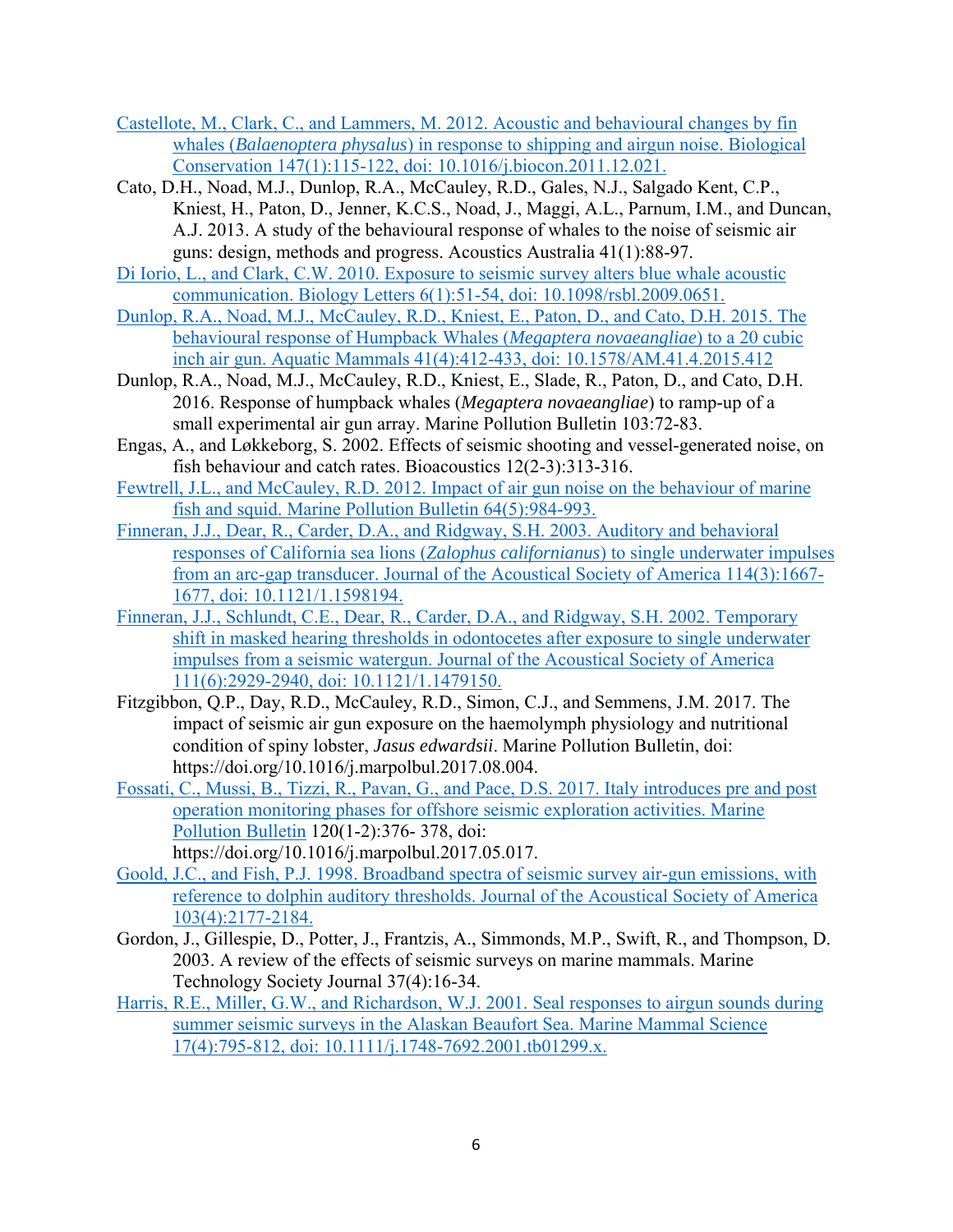Castellote, M., Clark, C., and Lammers, M. 2012. Acoustic and behavioural changes by fin whales (*Balaenoptera physalus*) in response to shipping and airgun noise. Biological Conservation 147(1):115-122, doi: 10.1016/j.biocon.2011.12.021.

Cato, D.H., Noad, M.J., Dunlop, R.A., McCauley, R.D., Gales, N.J., Salgado Kent, C.P., Kniest, H., Paton, D., Jenner, K.C.S., Noad, J., Maggi, A.L., Parnum, I.M., and Duncan, A.J. 2013. A study of the behavioural response of whales to the noise of seismic air guns: design, methods and progress. Acoustics Australia 41(1):88-97.

Di Iorio, L., and Clark, C.W. 2010. Exposure to seismic survey alters blue whale acoustic communication. Biology Letters 6(1):51-54, doi: 10.1098/rsbl.2009.0651.

Dunlop, R.A., Noad, M.J., McCauley, R.D., Kniest, E., Paton, D., and Cato, D.H. 2015. The behavioural response of Humpback Whales (*Megaptera novaeangliae*) to a 20 cubic inch air gun. Aquatic Mammals 41(4):412-433, doi: 10.1578/AM.41.4.2015.412

Dunlop, R.A., Noad, M.J., McCauley, R.D., Kniest, E., Slade, R., Paton, D., and Cato, D.H. 2016. Response of humpback whales (*Megaptera novaeangliae*) to ramp-up of a small experimental air gun array. Marine Pollution Bulletin 103:72-83.

Engas, A., and Løkkeborg, S. 2002. Effects of seismic shooting and vessel-generated noise, on fish behaviour and catch rates. Bioacoustics 12(2-3):313-316.

Fewtrell, J.L., and McCauley, R.D. 2012. Impact of air gun noise on the behaviour of marine fish and squid. Marine Pollution Bulletin 64(5):984-993.

Finneran, J.J., Dear, R., Carder, D.A., and Ridgway, S.H. 2003. Auditory and behavioral responses of California sea lions (*Zalophus californianus*) to single underwater impulses from an arc-gap transducer. Journal of the Acoustical Society of America 114(3):1667-1677, doi: 10.1121/1.1598194.

Finneran, J.J., Schlundt, C.E., Dear, R., Carder, D.A., and Ridgway, S.H. 2002. Temporary shift in masked hearing thresholds in odontocetes after exposure to single underwater impulses from a seismic watergun. Journal of the Acoustical Society of America 111(6):2929-2940, doi: 10.1121/1.1479150.

Fitzgibbon, Q.P., Day, R.D., McCauley, R.D., Simon, C.J., and Semmens, J.M. 2017. The impact of seismic air gun exposure on the haemolymph physiology and nutritional condition of spiny lobster, *Jasus edwardsii*. Marine Pollution Bulletin, doi: https://doi.org/10.1016/j.marpolbul.2017.08.004.

Fossati, C., Mussi, B., Tizzi, R., Pavan, G., and Pace, D.S. 2017. Italy introduces pre and post operation monitoring phases for offshore seismic exploration activities. Marine Pollution Bulletin 120(1-2):376- 378, doi: https://doi.org/10.1016/j.marpolbul.2017.05.017.

Goold, J.C., and Fish, P.J. 1998. Broadband spectra of seismic survey air-gun emissions, with reference to dolphin auditory thresholds. Journal of the Acoustical Society of America 103(4):2177-2184.

Gordon, J., Gillespie, D., Potter, J., Frantzis, A., Simmonds, M.P., Swift, R., and Thompson, D. 2003. A review of the effects of seismic surveys on marine mammals. Marine Technology Society Journal 37(4):16-34.

Harris, R.E., Miller, G.W., and Richardson, W.J. 2001. Seal responses to airgun sounds during summer seismic surveys in the Alaskan Beaufort Sea. Marine Mammal Science 17(4):795-812, doi: 10.1111/j.1748-7692.2001.tb01299.x.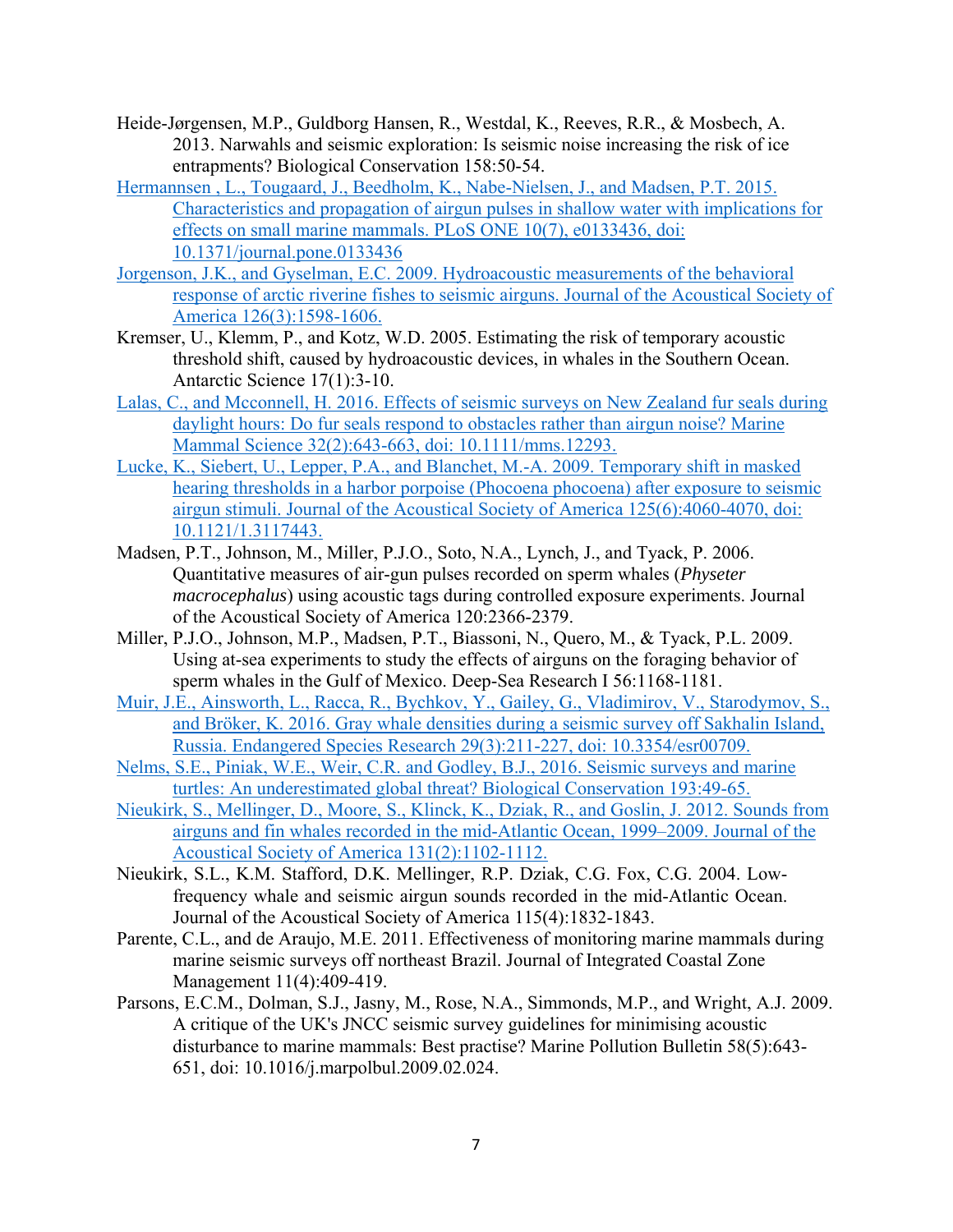Heide-Jørgensen, M.P., Guldborg Hansen, R., Westdal, K., Reeves, R.R., & Mosbech, A. 2013. Narwhals and seismic exploration: Is seismic noise increasing the risk of ice entrapments? Biological Conservation 158:50-54.

Hermannsen , L., Tougaard, J., Beedholm, K., Nabe-Nielsen, J., and Madsen, P.T. 2015. Characteristics and propagation of airgun pulses in shallow water with implications for effects on small marine mammals. PLoS ONE 10(7), e0133436, doi: 10.1371/journal.pone.0133436

Jorgenson, J.K., and Gyselman, E.C. 2009. Hydroacoustic measurements of the behavioral response of arctic riverine fishes to seismic airguns. Journal of the Acoustical Society of America 126(3):1598-1606.

Kremser, U., Klemm, P., and Kotz, W.D. 2005. Estimating the risk of temporary acoustic threshold shift, caused by hydroacoustic devices, in whales in the Southern Ocean. Antarctic Science 17(1):3-10.

Lalas, C., and Mcconnell, H. 2016. Effects of seismic surveys on New Zealand fur seals during daylight hours: Do fur seals respond to obstacles rather than airgun noise? Marine Mammal Science 32(2):643-663, doi: 10.1111/mms.12293.

Lucke, K., Siebert, U., Lepper, P.A., and Blanchet, M.-A. 2009. Temporary shift in masked hearing thresholds in a harbor porpoise (Phocoena phocoena) after exposure to seismic airgun stimuli. Journal of the Acoustical Society of America 125(6):4060-4070, doi: 10.1121/1.3117443.

Madsen, P.T., Johnson, M., Miller, P.J.O., Soto, N.A., Lynch, J., and Tyack, P. 2006. Quantitative measures of air-gun pulses recorded on sperm whales (*Physeter macrocephalus*) using acoustic tags during controlled exposure experiments. Journal of the Acoustical Society of America 120:2366-2379.

Miller, P.J.O., Johnson, M.P., Madsen, P.T., Biassoni, N., Quero, M., & Tyack, P.L. 2009. Using at-sea experiments to study the effects of airguns on the foraging behavior of sperm whales in the Gulf of Mexico. Deep-Sea Research I 56:1168-1181.

Muir, J.E., Ainsworth, L., Racca, R., Bychkov, Y., Gailey, G., Vladimirov, V., Starodymov, S., and Bröker, K. 2016. Gray whale densities during a seismic survey off Sakhalin Island, Russia. Endangered Species Research 29(3):211-227, doi: 10.3354/esr00709.

Nelms, S.E., Piniak, W.E., Weir, C.R. and Godley, B.J., 2016. Seismic surveys and marine turtles: An underestimated global threat? Biological Conservation 193:49-65.

Nieukirk, S., Mellinger, D., Moore, S., Klinck, K., Dziak, R., and Goslin, J. 2012. Sounds from airguns and fin whales recorded in the mid-Atlantic Ocean, 1999–2009. Journal of the Acoustical Society of America 131(2):1102-1112.

Nieukirk, S.L., K.M. Stafford, D.K. Mellinger, R.P. Dziak, C.G. Fox, C.G. 2004. Low-frequency whale and seismic airgun sounds recorded in the mid-Atlantic Ocean. Journal of the Acoustical Society of America 115(4):1832-1843.

Parente, C.L., and de Araujo, M.E. 2011. Effectiveness of monitoring marine mammals during marine seismic surveys off northeast Brazil. Journal of Integrated Coastal Zone Management 11(4):409-419.

Parsons, E.C.M., Dolman, S.J., Jasny, M., Rose, N.A., Simmonds, M.P., and Wright, A.J. 2009. A critique of the UK's JNCC seismic survey guidelines for minimising acoustic disturbance to marine mammals: Best practise? Marine Pollution Bulletin 58(5):643-651, doi: 10.1016/j.marpolbul.2009.02.024.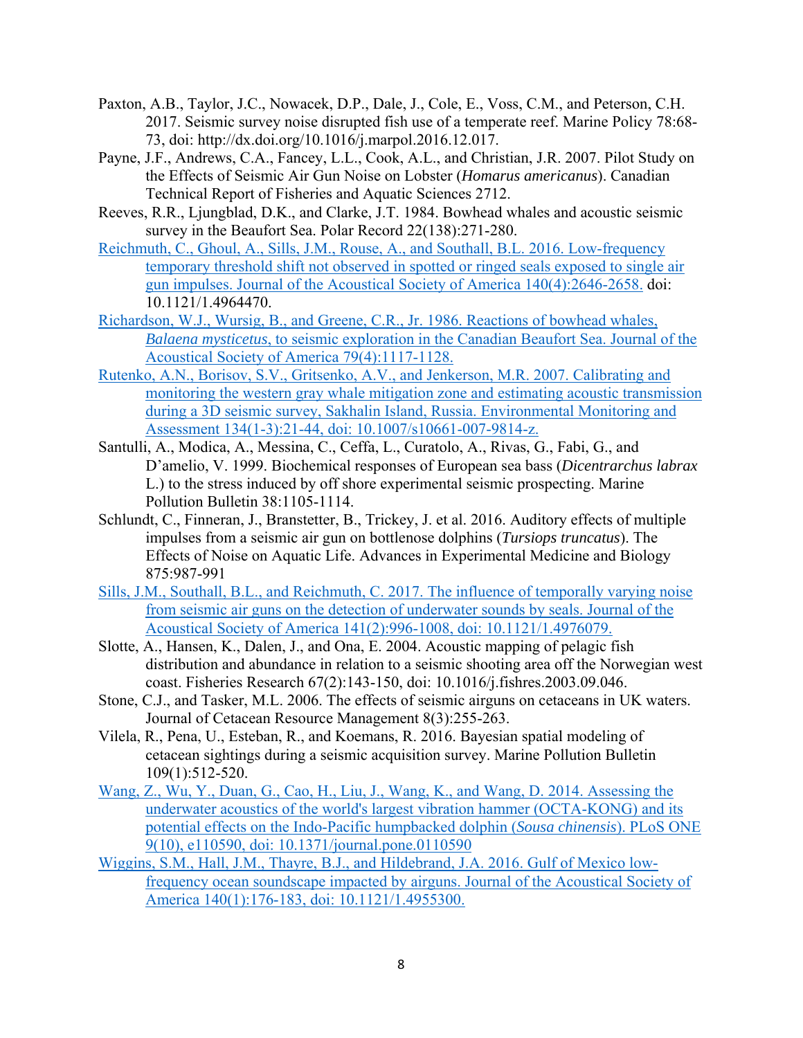Paxton, A.B., Taylor, J.C., Nowacek, D.P., Dale, J., Cole, E., Voss, C.M., and Peterson, C.H. 2017. Seismic survey noise disrupted fish use of a temperate reef. Marine Policy 78:68-73, doi: http://dx.doi.org/10.1016/j.marpol.2016.12.017.

Payne, J.F., Andrews, C.A., Fancey, L.L., Cook, A.L., and Christian, J.R. 2007. Pilot Study on the Effects of Seismic Air Gun Noise on Lobster (*Homarus americanus*). Canadian Technical Report of Fisheries and Aquatic Sciences 2712.

Reeves, R.R., Ljungblad, D.K., and Clarke, J.T. 1984. Bowhead whales and acoustic seismic survey in the Beaufort Sea. Polar Record 22(138):271-280.

Reichmuth, C., Ghoul, A., Sills, J.M., Rouse, A., and Southall, B.L. 2016. Low-frequency temporary threshold shift not observed in spotted or ringed seals exposed to single air gun impulses. Journal of the Acoustical Society of America 140(4):2646-2658. doi: 10.1121/1.4964470.

Richardson, W.J., Wursig, B., and Greene, C.R., Jr. 1986. Reactions of bowhead whales, *Balaena mysticetus*, to seismic exploration in the Canadian Beaufort Sea. Journal of the Acoustical Society of America 79(4):1117-1128.

Rutenko, A.N., Borisov, S.V., Gritsenko, A.V., and Jenkerson, M.R. 2007. Calibrating and monitoring the western gray whale mitigation zone and estimating acoustic transmission during a 3D seismic survey, Sakhalin Island, Russia. Environmental Monitoring and Assessment 134(1-3):21-44, doi: 10.1007/s10661-007-9814-z.

Santulli, A., Modica, A., Messina, C., Ceffa, L., Curatolo, A., Rivas, G., Fabi, G., and D'amelio, V. 1999. Biochemical responses of European sea bass (*Dicentrarchus labrax* L.) to the stress induced by off shore experimental seismic prospecting. Marine Pollution Bulletin 38:1105-1114.

Schlundt, C., Finneran, J., Branstetter, B., Trickey, J. et al. 2016. Auditory effects of multiple impulses from a seismic air gun on bottlenose dolphins (*Tursiops truncatus*). The Effects of Noise on Aquatic Life. Advances in Experimental Medicine and Biology 875:987-991

Sills, J.M., Southall, B.L., and Reichmuth, C. 2017. The influence of temporally varying noise from seismic air guns on the detection of underwater sounds by seals. Journal of the Acoustical Society of America 141(2):996-1008, doi: 10.1121/1.4976079.

Slotte, A., Hansen, K., Dalen, J., and Ona, E. 2004. Acoustic mapping of pelagic fish distribution and abundance in relation to a seismic shooting area off the Norwegian west coast. Fisheries Research 67(2):143-150, doi: 10.1016/j.fishres.2003.09.046.

Stone, C.J., and Tasker, M.L. 2006. The effects of seismic airguns on cetaceans in UK waters. Journal of Cetacean Resource Management 8(3):255-263.

Vilela, R., Pena, U., Esteban, R., and Koemans, R. 2016. Bayesian spatial modeling of cetacean sightings during a seismic acquisition survey. Marine Pollution Bulletin 109(1):512-520.

Wang, Z., Wu, Y., Duan, G., Cao, H., Liu, J., Wang, K., and Wang, D. 2014. Assessing the underwater acoustics of the world's largest vibration hammer (OCTA-KONG) and its potential effects on the Indo-Pacific humpbacked dolphin (*Sousa chinensis*). PLoS ONE 9(10), e110590, doi: 10.1371/journal.pone.0110590

Wiggins, S.M., Hall, J.M., Thayre, B.J., and Hildebrand, J.A. 2016. Gulf of Mexico low-frequency ocean soundscape impacted by airguns. Journal of the Acoustical Society of America 140(1):176-183, doi: 10.1121/1.4955300.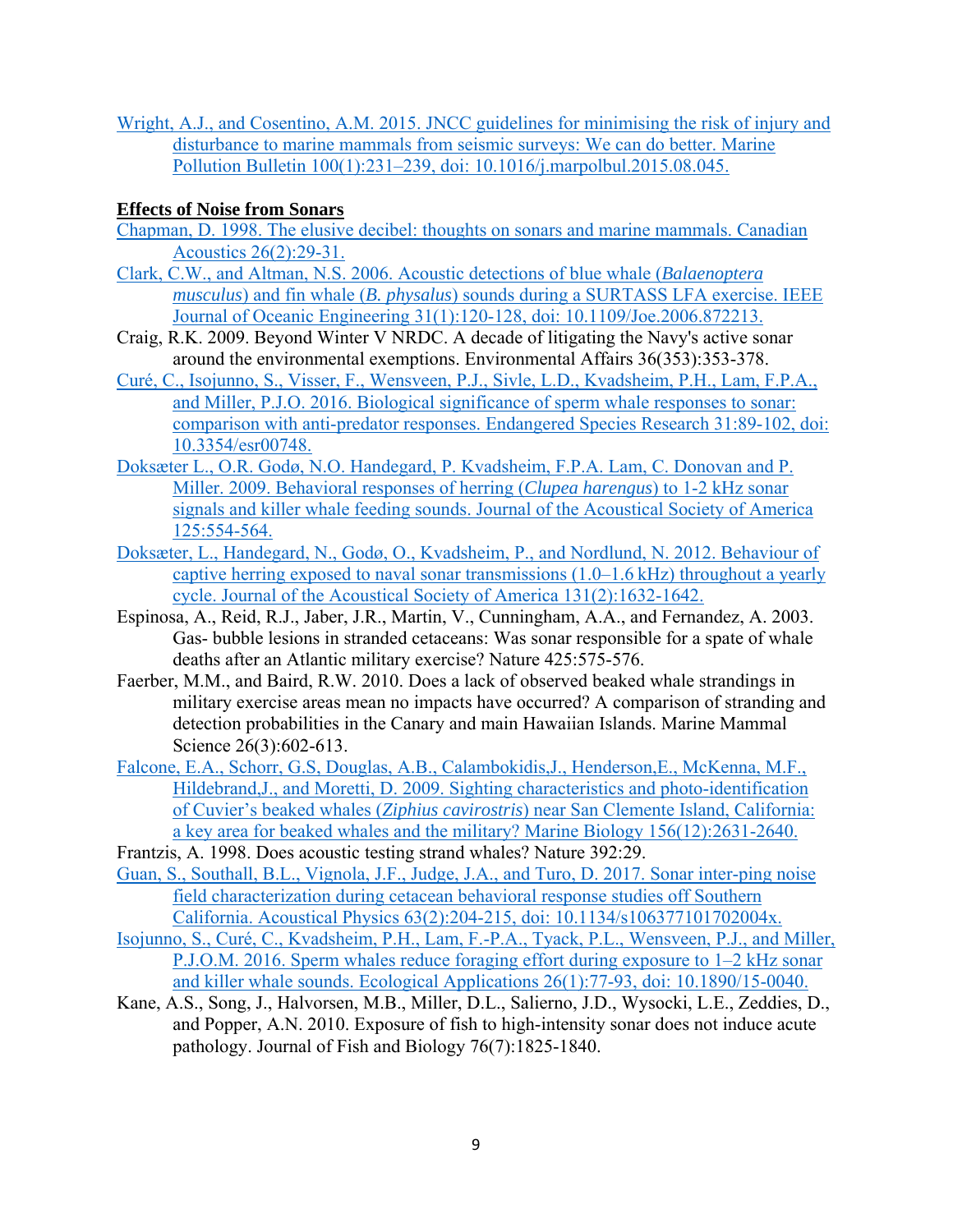Wright, A.J., and Cosentino, A.M. 2015. JNCC guidelines for minimising the risk of injury and disturbance to marine mammals from seismic surveys: We can do better. Marine Pollution Bulletin 100(1):231–239, doi: 10.1016/j.marpolbul.2015.08.045.

## Effects of Noise from Sonars

Chapman, D. 1998. The elusive decibel: thoughts on sonars and marine mammals. Canadian Acoustics 26(2):29-31.

Clark, C.W., and Altman, N.S. 2006. Acoustic detections of blue whale (*Balaenoptera musculus*) and fin whale (*B. physalus*) sounds during a SURTASS LFA exercise. IEEE Journal of Oceanic Engineering 31(1):120-128, doi: 10.1109/Joe.2006.872213.

Craig, R.K. 2009. Beyond Winter V NRDC. A decade of litigating the Navy's active sonar around the environmental exemptions. Environmental Affairs 36(353):353-378.

Curé, C., Isojunno, S., Visser, F., Wensveen, P.J., Sivle, L.D., Kvadsheim, P.H., Lam, F.P.A., and Miller, P.J.O. 2016. Biological significance of sperm whale responses to sonar: comparison with anti-predator responses. Endangered Species Research 31:89-102, doi: 10.3354/esr00748.

Doksæter L., O.R. Godø, N.O. Handegard, P. Kvadsheim, F.P.A. Lam, C. Donovan and P. Miller. 2009. Behavioral responses of herring (*Clupea harengus*) to 1-2 kHz sonar signals and killer whale feeding sounds. Journal of the Acoustical Society of America 125:554-564.

Doksæter, L., Handegard, N., Godø, O., Kvadsheim, P., and Nordlund, N. 2012. Behaviour of captive herring exposed to naval sonar transmissions (1.0–1.6 kHz) throughout a yearly cycle. Journal of the Acoustical Society of America 131(2):1632-1642.

Espinosa, A., Reid, R.J., Jaber, J.R., Martin, V., Cunningham, A.A., and Fernandez, A. 2003. Gas- bubble lesions in stranded cetaceans: Was sonar responsible for a spate of whale deaths after an Atlantic military exercise? Nature 425:575-576.

Faerber, M.M., and Baird, R.W. 2010. Does a lack of observed beaked whale strandings in military exercise areas mean no impacts have occurred? A comparison of stranding and detection probabilities in the Canary and main Hawaiian Islands. Marine Mammal Science 26(3):602-613.

Falcone, E.A., Schorr, G.S, Douglas, A.B., Calambokidis,J., Henderson,E., McKenna, M.F., Hildebrand,J., and Moretti, D. 2009. Sighting characteristics and photo-identification of Cuvier's beaked whales (*Ziphius cavirostris*) near San Clemente Island, California: a key area for beaked whales and the military? Marine Biology 156(12):2631-2640.

Frantzis, A. 1998. Does acoustic testing strand whales? Nature 392:29.

Guan, S., Southall, B.L., Vignola, J.F., Judge, J.A., and Turo, D. 2017. Sonar inter-ping noise field characterization during cetacean behavioral response studies off Southern California. Acoustical Physics 63(2):204-215, doi: 10.1134/s106377101702004x.

Isojunno, S., Curé, C., Kvadsheim, P.H., Lam, F.-P.A., Tyack, P.L., Wensveen, P.J., and Miller, P.J.O.M. 2016. Sperm whales reduce foraging effort during exposure to 1–2 kHz sonar and killer whale sounds. Ecological Applications 26(1):77-93, doi: 10.1890/15-0040.

Kane, A.S., Song, J., Halvorsen, M.B., Miller, D.L., Salierno, J.D., Wysocki, L.E., Zeddies, D., and Popper, A.N. 2010. Exposure of fish to high-intensity sonar does not induce acute pathology. Journal of Fish and Biology 76(7):1825-1840.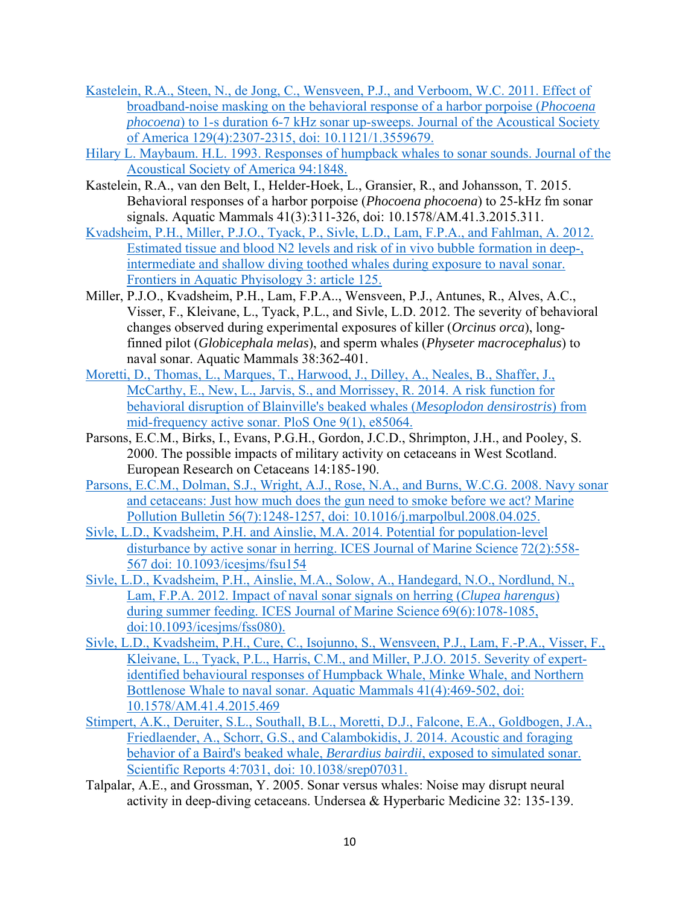Kastelein, R.A., Steen, N., de Jong, C., Wensveen, P.J., and Verboom, W.C. 2011. Effect of broadband-noise masking on the behavioral response of a harbor porpoise (*Phocoena phocoena*) to 1-s duration 6-7 kHz sonar up-sweeps. Journal of the Acoustical Society of America 129(4):2307-2315, doi: 10.1121/1.3559679.

Hilary L. Maybaum. H.L. 1993. Responses of humpback whales to sonar sounds. Journal of the Acoustical Society of America 94:1848.

Kastelein, R.A., van den Belt, I., Helder-Hoek, L., Gransier, R., and Johansson, T. 2015. Behavioral responses of a harbor porpoise (*Phocoena phocoena*) to 25-kHz fm sonar signals. Aquatic Mammals 41(3):311-326, doi: 10.1578/AM.41.3.2015.311.

Kvadsheim, P.H., Miller, P.J.O., Tyack, P., Sivle, L.D., Lam, F.P.A., and Fahlman, A. 2012. Estimated tissue and blood N2 levels and risk of in vivo bubble formation in deep-, intermediate and shallow diving toothed whales during exposure to naval sonar. Frontiers in Aquatic Physiology 3: article 125.

Miller, P.J.O., Kvadsheim, P.H., Lam, F.P.A.., Wensveen, P.J., Antunes, R., Alves, A.C., Visser, F., Kleivane, L., Tyack, P.L., and Sivle, L.D. 2012. The severity of behavioral changes observed during experimental exposures of killer (*Orcinus orca*), long-finned pilot (*Globicephala melas*), and sperm whales (*Physeter macrocephalus*) to naval sonar. Aquatic Mammals 38:362-401.

Moretti, D., Thomas, L., Marques, T., Harwood, J., Dilley, A., Neales, B., Shaffer, J., McCarthy, E., New, L., Jarvis, S., and Morrissey, R. 2014. A risk function for behavioral disruption of Blainville's beaked whales (*Mesoplodon densirostris*) from mid-frequency active sonar. PloS One 9(1), e85064.

Parsons, E.C.M., Birks, I., Evans, P.G.H., Gordon, J.C.D., Shrimpton, J.H., and Pooley, S. 2000. The possible impacts of military activity on cetaceans in West Scotland. European Research on Cetaceans 14:185-190.

Parsons, E.C.M., Dolman, S.J., Wright, A.J., Rose, N.A., and Burns, W.C.G. 2008. Navy sonar and cetaceans: Just how much does the gun need to smoke before we act? Marine Pollution Bulletin 56(7):1248-1257, doi: 10.1016/j.marpolbul.2008.04.025.

Sivle, L.D., Kvadsheim, P.H. and Ainslie, M.A. 2014. Potential for population-level disturbance by active sonar in herring. ICES Journal of Marine Science 72(2):558-567 doi: 10.1093/icesjms/fsu154

Sivle, L.D., Kvadsheim, P.H., Ainslie, M.A., Solow, A., Handegard, N.O., Nordlund, N., Lam, F.P.A. 2012. Impact of naval sonar signals on herring (*Clupea harengus*) during summer feeding. ICES Journal of Marine Science 69(6):1078-1085, doi:10.1093/icesjms/fss080).

Sivle, L.D., Kvadsheim, P.H., Cure, C., Isojunno, S., Wensveen, P.J., Lam, F.-P.A., Visser, F., Kleivane, L., Tyack, P.L., Harris, C.M., and Miller, P.J.O. 2015. Severity of expert-identified behavioural responses of Humpback Whale, Minke Whale, and Northern Bottlenose Whale to naval sonar. Aquatic Mammals 41(4):469-502, doi: 10.1578/AM.41.4.2015.469

Stimpert, A.K., Deruiter, S.L., Southall, B.L., Moretti, D.J., Falcone, E.A., Goldbogen, J.A., Friedlaender, A., Schorr, G.S., and Calambokidis, J. 2014. Acoustic and foraging behavior of a Baird's beaked whale, *Berardius bairdii*, exposed to simulated sonar. Scientific Reports 4:7031, doi: 10.1038/srep07031.

Talpalar, A.E., and Grossman, Y. 2005. Sonar versus whales: Noise may disrupt neural activity in deep-diving cetaceans. Undersea & Hyperbaric Medicine 32: 135-139.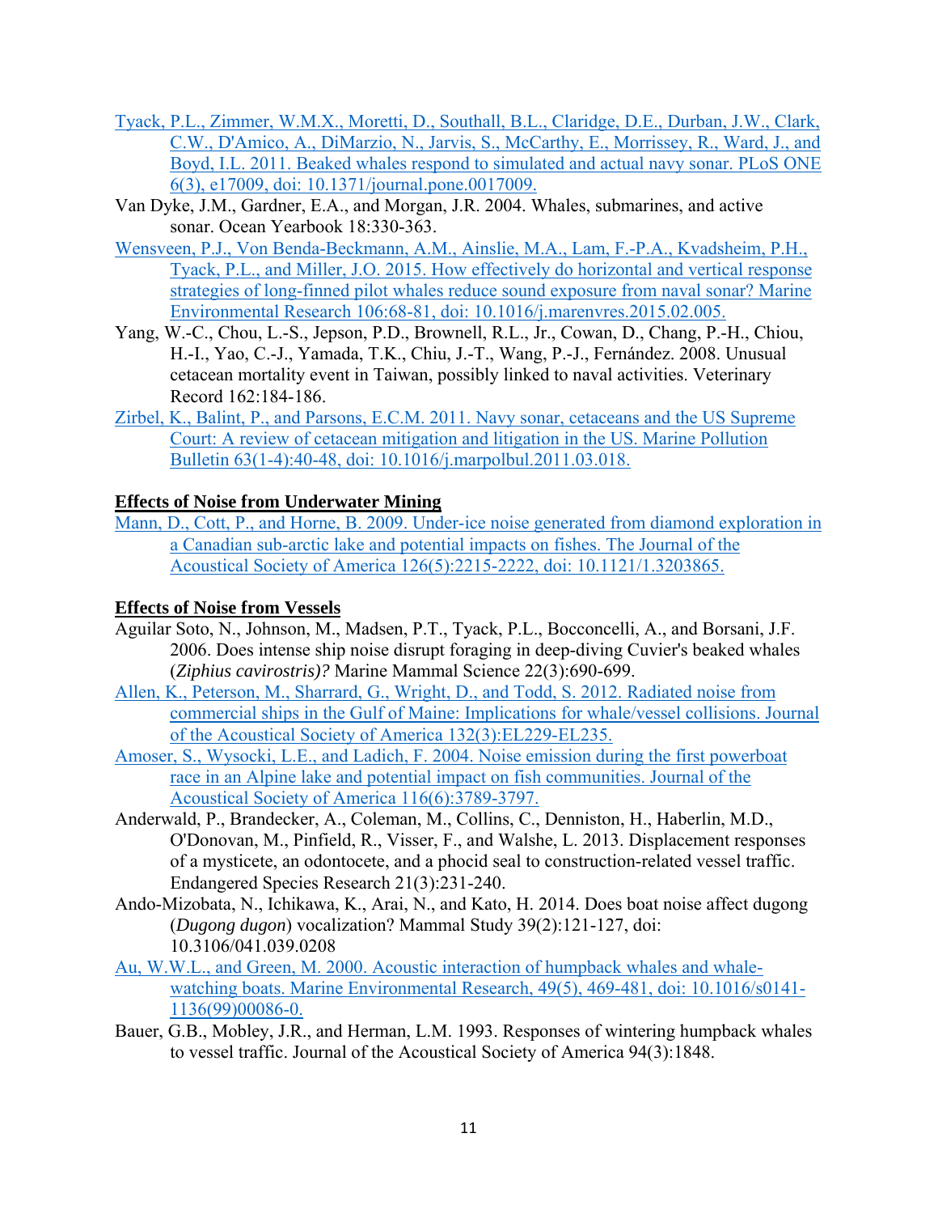Tyack, P.L., Zimmer, W.M.X., Moretti, D., Southall, B.L., Claridge, D.E., Durban, J.W., Clark, C.W., D'Amico, A., DiMarzio, N., Jarvis, S., McCarthy, E., Morrissey, R., Ward, J., and Boyd, I.L. 2011. Beaked whales respond to simulated and actual navy sonar. PLoS ONE 6(3), e17009, doi: 10.1371/journal.pone.0017009.

Van Dyke, J.M., Gardner, E.A., and Morgan, J.R. 2004. Whales, submarines, and active sonar. Ocean Yearbook 18:330-363.

Wensveen, P.J., Von Benda-Beckmann, A.M., Ainslie, M.A., Lam, F.-P.A., Kvadsheim, P.H., Tyack, P.L., and Miller, J.O. 2015. How effectively do horizontal and vertical response strategies of long-finned pilot whales reduce sound exposure from naval sonar? Marine Environmental Research 106:68-81, doi: 10.1016/j.marenvres.2015.02.005.

Yang, W.-C., Chou, L.-S., Jepson, P.D., Brownell, R.L., Jr., Cowan, D., Chang, P.-H., Chiou, H.-I., Yao, C.-J., Yamada, T.K., Chiu, J.-T., Wang, P.-J., Fernández. 2008. Unusual cetacean mortality event in Taiwan, possibly linked to naval activities. Veterinary Record 162:184-186.

Zirbel, K., Balint, P., and Parsons, E.C.M. 2011. Navy sonar, cetaceans and the US Supreme Court: A review of cetacean mitigation and litigation in the US. Marine Pollution Bulletin 63(1-4):40-48, doi: 10.1016/j.marpolbul.2011.03.018.

## Effects of Noise from Underwater Mining

Mann, D., Cott, P., and Horne, B. 2009. Under-ice noise generated from diamond exploration in a Canadian sub-arctic lake and potential impacts on fishes. The Journal of the Acoustical Society of America 126(5):2215-2222, doi: 10.1121/1.3203865.

## Effects of Noise from Vessels

Aguilar Soto, N., Johnson, M., Madsen, P.T., Tyack, P.L., Bocconcelli, A., and Borsani, J.F. 2006. Does intense ship noise disrupt foraging in deep-diving Cuvier's beaked whales (*Ziphius cavirostris)?* Marine Mammal Science 22(3):690-699.

Allen, K., Peterson, M., Sharrard, G., Wright, D., and Todd, S. 2012. Radiated noise from commercial ships in the Gulf of Maine: Implications for whale/vessel collisions. Journal of the Acoustical Society of America 132(3):EL229-EL235.

Amoser, S., Wysocki, L.E., and Ladich, F. 2004. Noise emission during the first powerboat race in an Alpine lake and potential impact on fish communities. Journal of the Acoustical Society of America 116(6):3789-3797.

Anderwald, P., Brandecker, A., Coleman, M., Collins, C., Denniston, H., Haberlin, M.D., O'Donovan, M., Pinfield, R., Visser, F., and Walshe, L. 2013. Displacement responses of a mysticete, an odontocete, and a phocid seal to construction-related vessel traffic. Endangered Species Research 21(3):231-240.

Ando-Mizobata, N., Ichikawa, K., Arai, N., and Kato, H. 2014. Does boat noise affect dugong (*Dugong dugon*) vocalization? Mammal Study 39(2):121-127, doi: 10.3106/041.039.0208

Au, W.W.L., and Green, M. 2000. Acoustic interaction of humpback whales and whale-watching boats. Marine Environmental Research, 49(5), 469-481, doi: 10.1016/s0141-1136(99)00086-0.

Bauer, G.B., Mobley, J.R., and Herman, L.M. 1993. Responses of wintering humpback whales to vessel traffic. Journal of the Acoustical Society of America 94(3):1848.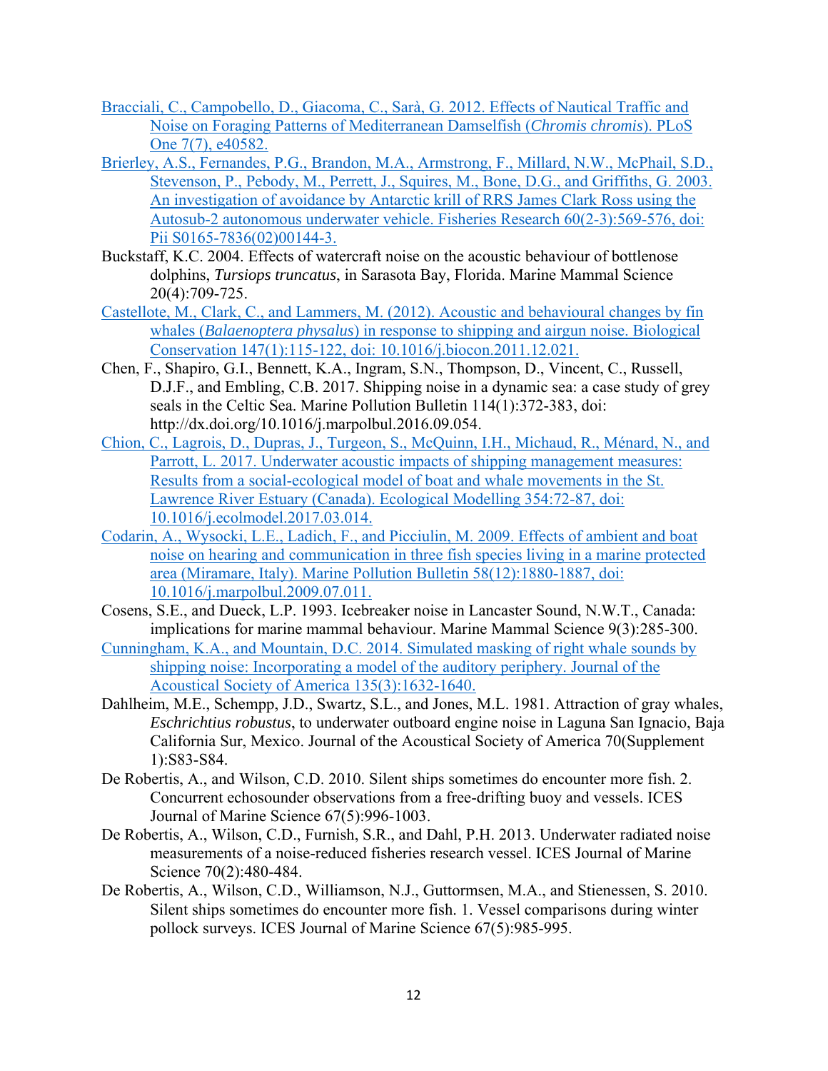Bracciali, C., Campobello, D., Giacoma, C., Sarà, G. 2012. Effects of Nautical Traffic and Noise on Foraging Patterns of Mediterranean Damselfish (*Chromis chromis*). PLoS One 7(7), e40582.

Brierley, A.S., Fernandes, P.G., Brandon, M.A., Armstrong, F., Millard, N.W., McPhail, S.D., Stevenson, P., Pebody, M., Perrett, J., Squires, M., Bone, D.G., and Griffiths, G. 2003. An investigation of avoidance by Antarctic krill of RRS James Clark Ross using the Autosub-2 autonomous underwater vehicle. Fisheries Research 60(2-3):569-576, doi: Pii S0165-7836(02)00144-3.

Buckstaff, K.C. 2004. Effects of watercraft noise on the acoustic behaviour of bottlenose dolphins, *Tursiops truncatus*, in Sarasota Bay, Florida. Marine Mammal Science 20(4):709-725.

Castellote, M., Clark, C., and Lammers, M. (2012). Acoustic and behavioural changes by fin whales (*Balaenoptera physalus*) in response to shipping and airgun noise. Biological Conservation 147(1):115-122, doi: 10.1016/j.biocon.2011.12.021.

Chen, F., Shapiro, G.I., Bennett, K.A., Ingram, S.N., Thompson, D., Vincent, C., Russell, D.J.F., and Embling, C.B. 2017. Shipping noise in a dynamic sea: a case study of grey seals in the Celtic Sea. Marine Pollution Bulletin 114(1):372-383, doi: http://dx.doi.org/10.1016/j.marpolbul.2016.09.054.

Chion, C., Lagrois, D., Dupras, J., Turgeon, S., McQuinn, I.H., Michaud, R., Ménard, N., and Parrott, L. 2017. Underwater acoustic impacts of shipping management measures: Results from a social-ecological model of boat and whale movements in the St. Lawrence River Estuary (Canada). Ecological Modelling 354:72-87, doi: 10.1016/j.ecolmodel.2017.03.014.

Codarin, A., Wysocki, L.E., Ladich, F., and Picciulin, M. 2009. Effects of ambient and boat noise on hearing and communication in three fish species living in a marine protected area (Miramare, Italy). Marine Pollution Bulletin 58(12):1880-1887, doi: 10.1016/j.marpolbul.2009.07.011.

Cosens, S.E., and Dueck, L.P. 1993. Icebreaker noise in Lancaster Sound, N.W.T., Canada: implications for marine mammal behaviour. Marine Mammal Science 9(3):285-300.

Cunningham, K.A., and Mountain, D.C. 2014. Simulated masking of right whale sounds by shipping noise: Incorporating a model of the auditory periphery. Journal of the Acoustical Society of America 135(3):1632-1640.

Dahlheim, M.E., Schempp, J.D., Swartz, S.L., and Jones, M.L. 1981. Attraction of gray whales, *Eschrichtius robustus*, to underwater outboard engine noise in Laguna San Ignacio, Baja California Sur, Mexico. Journal of the Acoustical Society of America 70(Supplement 1):S83-S84.

De Robertis, A., and Wilson, C.D. 2010. Silent ships sometimes do encounter more fish. 2. Concurrent echosounder observations from a free-drifting buoy and vessels. ICES Journal of Marine Science 67(5):996-1003.

De Robertis, A., Wilson, C.D., Furnish, S.R., and Dahl, P.H. 2013. Underwater radiated noise measurements of a noise-reduced fisheries research vessel. ICES Journal of Marine Science 70(2):480-484.

De Robertis, A., Wilson, C.D., Williamson, N.J., Guttormsen, M.A., and Stienessen, S. 2010. Silent ships sometimes do encounter more fish. 1. Vessel comparisons during winter pollock surveys. ICES Journal of Marine Science 67(5):985-995.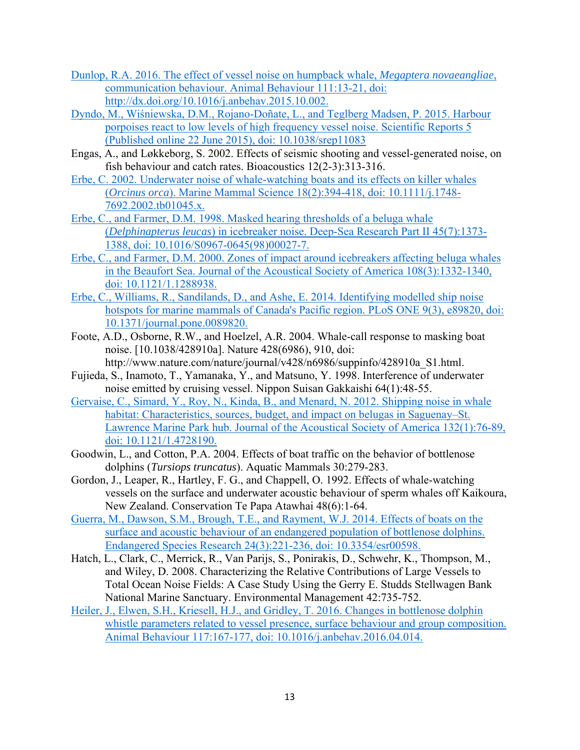Dunlop, R.A. 2016. The effect of vessel noise on humpback whale, *Megaptera novaeangliae*, communication behaviour. Animal Behaviour 111:13-21, doi: http://dx.doi.org/10.1016/j.anbehav.2015.10.002.

Dyndo, M., Wiśniewska, D.M., Rojano-Doñate, L., and Teglberg Madsen, P. 2015. Harbour porpoises react to low levels of high frequency vessel noise. Scientific Reports 5 (Published online 22 June 2015), doi: 10.1038/srep11083

Engas, A., and Løkkeborg, S. 2002. Effects of seismic shooting and vessel-generated noise, on fish behaviour and catch rates. Bioacoustics 12(2-3):313-316.

Erbe, C. 2002. Underwater noise of whale-watching boats and its effects on killer whales (*Orcinus orca*). Marine Mammal Science 18(2):394-418, doi: 10.1111/j.1748-7692.2002.tb01045.x.

Erbe, C., and Farmer, D.M. 1998. Masked hearing thresholds of a beluga whale (*Delphinapterus leucas*) in icebreaker noise. Deep-Sea Research Part II 45(7):1373-1388, doi: 10.1016/S0967-0645(98)00027-7.

Erbe, C., and Farmer, D.M. 2000. Zones of impact around icebreakers affecting beluga whales in the Beaufort Sea. Journal of the Acoustical Society of America 108(3):1332-1340, doi: 10.1121/1.1288938.

Erbe, C., Williams, R., Sandilands, D., and Ashe, E. 2014. Identifying modelled ship noise hotspots for marine mammals of Canada's Pacific region. PLoS ONE 9(3), e89820, doi: 10.1371/journal.pone.0089820.

Foote, A.D., Osborne, R.W., and Hoelzel, A.R. 2004. Whale-call response to masking boat noise. [10.1038/428910a]. Nature 428(6986), 910, doi: http://www.nature.com/nature/journal/v428/n6986/suppinfo/428910a_S1.html.

Fujieda, S., Inamoto, T., Yamanaka, Y., and Matsuno, Y. 1998. Interference of underwater noise emitted by cruising vessel. Nippon Suisan Gakkaishi 64(1):48-55.

Gervaise, C., Simard, Y., Roy, N., Kinda, B., and Menard, N. 2012. Shipping noise in whale habitat: Characteristics, sources, budget, and impact on belugas in Saguenay–St. Lawrence Marine Park hub. Journal of the Acoustical Society of America 132(1):76-89, doi: 10.1121/1.4728190.

Goodwin, L., and Cotton, P.A. 2004. Effects of boat traffic on the behavior of bottlenose dolphins (*Tursiops truncatus*). Aquatic Mammals 30:279-283.

Gordon, J., Leaper, R., Hartley, F. G., and Chappell, O. 1992. Effects of whale-watching vessels on the surface and underwater acoustic behaviour of sperm whales off Kaikoura, New Zealand. Conservation Te Papa Atawhai 48(6):1-64.

Guerra, M., Dawson, S.M., Brough, T.E., and Rayment, W.J. 2014. Effects of boats on the surface and acoustic behaviour of an endangered population of bottlenose dolphins. Endangered Species Research 24(3):221-236, doi: 10.3354/esr00598.

Hatch, L., Clark, C., Merrick, R., Van Parijs, S., Ponirakis, D., Schwehr, K., Thompson, M., and Wiley, D. 2008. Characterizing the Relative Contributions of Large Vessels to Total Ocean Noise Fields: A Case Study Using the Gerry E. Studds Stellwagen Bank National Marine Sanctuary. Environmental Management 42:735-752.

Heiler, J., Elwen, S.H., Kriesell, H.J., and Gridley, T. 2016. Changes in bottlenose dolphin whistle parameters related to vessel presence, surface behaviour and group composition. Animal Behaviour 117:167-177, doi: 10.1016/j.anbehav.2016.04.014.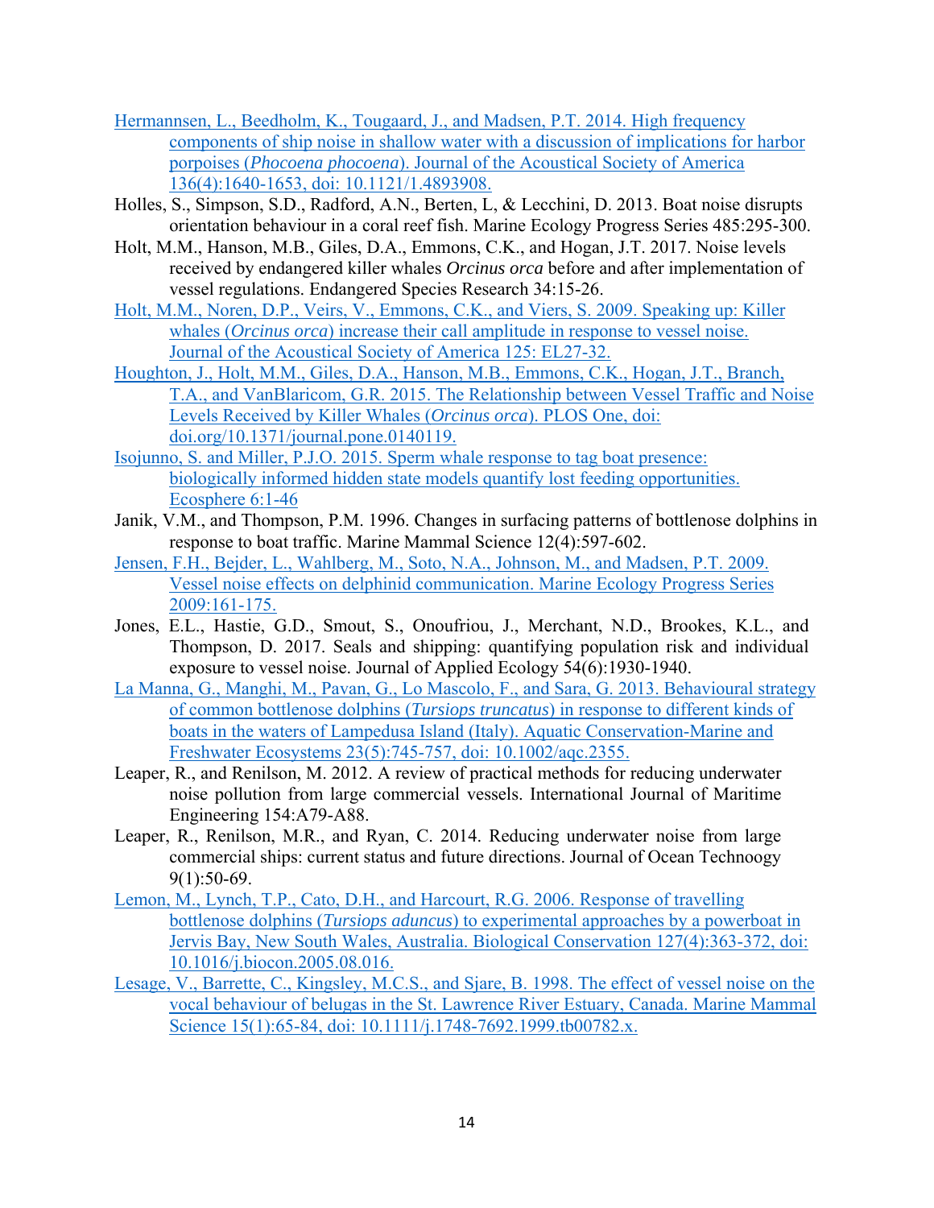Hermannsen, L., Beedholm, K., Tougaard, J., and Madsen, P.T. 2014. High frequency components of ship noise in shallow water with a discussion of implications for harbor porpoises (*Phocoena phocoena*). Journal of the Acoustical Society of America 136(4):1640-1653, doi: 10.1121/1.4893908.

Holles, S., Simpson, S.D., Radford, A.N., Berten, L, & Lecchini, D. 2013. Boat noise disrupts orientation behaviour in a coral reef fish. Marine Ecology Progress Series 485:295-300.

Holt, M.M., Hanson, M.B., Giles, D.A., Emmons, C.K., and Hogan, J.T. 2017. Noise levels received by endangered killer whales *Orcinus orca* before and after implementation of vessel regulations. Endangered Species Research 34:15-26.

Holt, M.M., Noren, D.P., Veirs, V., Emmons, C.K., and Viers, S. 2009. Speaking up: Killer whales (*Orcinus orca*) increase their call amplitude in response to vessel noise. Journal of the Acoustical Society of America 125: EL27-32.

Houghton, J., Holt, M.M., Giles, D.A., Hanson, M.B., Emmons, C.K., Hogan, J.T., Branch, T.A., and VanBlaricom, G.R. 2015. The Relationship between Vessel Traffic and Noise Levels Received by Killer Whales (*Orcinus orca*). PLOS One, doi: doi.org/10.1371/journal.pone.0140119.

Isojunno, S. and Miller, P.J.O. 2015. Sperm whale response to tag boat presence: biologically informed hidden state models quantify lost feeding opportunities. Ecosphere 6:1-46

Janik, V.M., and Thompson, P.M. 1996. Changes in surfacing patterns of bottlenose dolphins in response to boat traffic. Marine Mammal Science 12(4):597-602.

Jensen, F.H., Bejder, L., Wahlberg, M., Soto, N.A., Johnson, M., and Madsen, P.T. 2009. Vessel noise effects on delphinid communication. Marine Ecology Progress Series 2009:161-175.

Jones, E.L., Hastie, G.D., Smout, S., Onoufriou, J., Merchant, N.D., Brookes, K.L., and Thompson, D. 2017. Seals and shipping: quantifying population risk and individual exposure to vessel noise. Journal of Applied Ecology 54(6):1930-1940.

La Manna, G., Manghi, M., Pavan, G., Lo Mascolo, F., and Sara, G. 2013. Behavioural strategy of common bottlenose dolphins (*Tursiops truncatus*) in response to different kinds of boats in the waters of Lampedusa Island (Italy). Aquatic Conservation-Marine and Freshwater Ecosystems 23(5):745-757, doi: 10.1002/aqc.2355.

Leaper, R., and Renilson, M. 2012. A review of practical methods for reducing underwater noise pollution from large commercial vessels. International Journal of Maritime Engineering 154:A79-A88.

Leaper, R., Renilson, M.R., and Ryan, C. 2014. Reducing underwater noise from large commercial ships: current status and future directions. Journal of Ocean Technoogy 9(1):50-69.

Lemon, M., Lynch, T.P., Cato, D.H., and Harcourt, R.G. 2006. Response of travelling bottlenose dolphins (*Tursiops aduncus*) to experimental approaches by a powerboat in Jervis Bay, New South Wales, Australia. Biological Conservation 127(4):363-372, doi: 10.1016/j.biocon.2005.08.016.

Lesage, V., Barrette, C., Kingsley, M.C.S., and Sjare, B. 1998. The effect of vessel noise on the vocal behaviour of belugas in the St. Lawrence River Estuary, Canada. Marine Mammal Science 15(1):65-84, doi: 10.1111/j.1748-7692.1999.tb00782.x.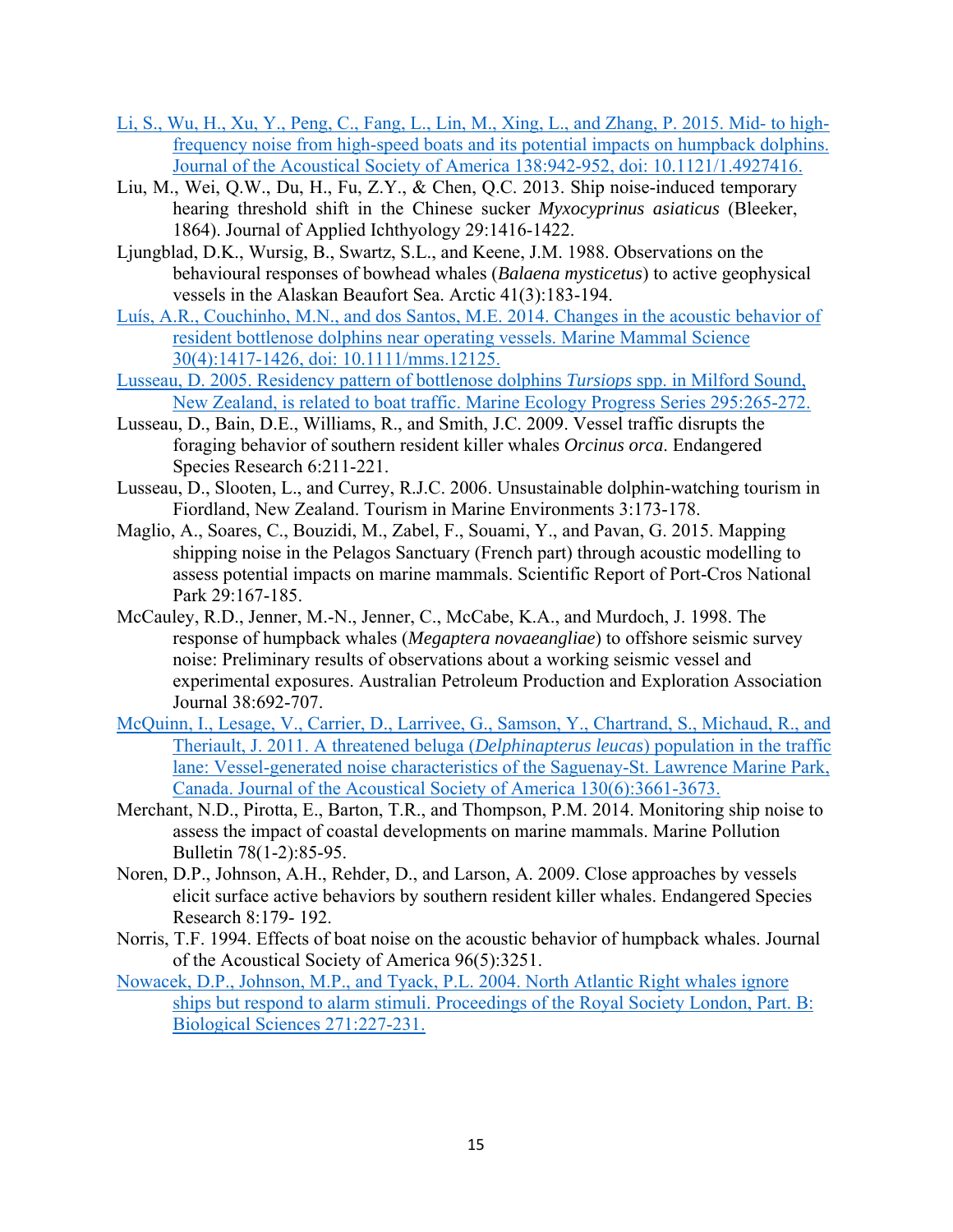Li, S., Wu, H., Xu, Y., Peng, C., Fang, L., Lin, M., Xing, L., and Zhang, P. 2015. Mid- to high-frequency noise from high-speed boats and its potential impacts on humpback dolphins. Journal of the Acoustical Society of America 138:942-952, doi: 10.1121/1.4927416.

Liu, M., Wei, Q.W., Du, H., Fu, Z.Y., & Chen, Q.C. 2013. Ship noise-induced temporary hearing threshold shift in the Chinese sucker *Myxocyprinus asiaticus* (Bleeker, 1864). Journal of Applied Ichthyology 29:1416-1422.

Ljungblad, D.K., Wursig, B., Swartz, S.L., and Keene, J.M. 1988. Observations on the behavioural responses of bowhead whales (*Balaena mysticetus*) to active geophysical vessels in the Alaskan Beaufort Sea. Arctic 41(3):183-194.

Luís, A.R., Couchinho, M.N., and dos Santos, M.E. 2014. Changes in the acoustic behavior of resident bottlenose dolphins near operating vessels. Marine Mammal Science 30(4):1417-1426, doi: 10.1111/mms.12125.

Lusseau, D. 2005. Residency pattern of bottlenose dolphins *Tursiops* spp. in Milford Sound, New Zealand, is related to boat traffic. Marine Ecology Progress Series 295:265-272.

Lusseau, D., Bain, D.E., Williams, R., and Smith, J.C. 2009. Vessel traffic disrupts the foraging behavior of southern resident killer whales *Orcinus orca*. Endangered Species Research 6:211-221.

Lusseau, D., Slooten, L., and Currey, R.J.C. 2006. Unsustainable dolphin-watching tourism in Fiordland, New Zealand. Tourism in Marine Environments 3:173-178.

Maglio, A., Soares, C., Bouzidi, M., Zabel, F., Souami, Y., and Pavan, G. 2015. Mapping shipping noise in the Pelagos Sanctuary (French part) through acoustic modelling to assess potential impacts on marine mammals. Scientific Report of Port-Cros National Park 29:167-185.

McCauley, R.D., Jenner, M.-N., Jenner, C., McCabe, K.A., and Murdoch, J. 1998. The response of humpback whales (*Megaptera novaeangliae*) to offshore seismic survey noise: Preliminary results of observations about a working seismic vessel and experimental exposures. Australian Petroleum Production and Exploration Association Journal 38:692-707.

McQuinn, I., Lesage, V., Carrier, D., Larrivee, G., Samson, Y., Chartrand, S., Michaud, R., and Theriault, J. 2011. A threatened beluga (*Delphinapterus leucas*) population in the traffic lane: Vessel-generated noise characteristics of the Saguenay-St. Lawrence Marine Park, Canada. Journal of the Acoustical Society of America 130(6):3661-3673.

Merchant, N.D., Pirotta, E., Barton, T.R., and Thompson, P.M. 2014. Monitoring ship noise to assess the impact of coastal developments on marine mammals. Marine Pollution Bulletin 78(1-2):85-95.

Noren, D.P., Johnson, A.H., Rehder, D., and Larson, A. 2009. Close approaches by vessels elicit surface active behaviors by southern resident killer whales. Endangered Species Research 8:179- 192.

Norris, T.F. 1994. Effects of boat noise on the acoustic behavior of humpback whales. Journal of the Acoustical Society of America 96(5):3251.

Nowacek, D.P., Johnson, M.P., and Tyack, P.L. 2004. North Atlantic Right whales ignore ships but respond to alarm stimuli. Proceedings of the Royal Society London, Part. B: Biological Sciences 271:227-231.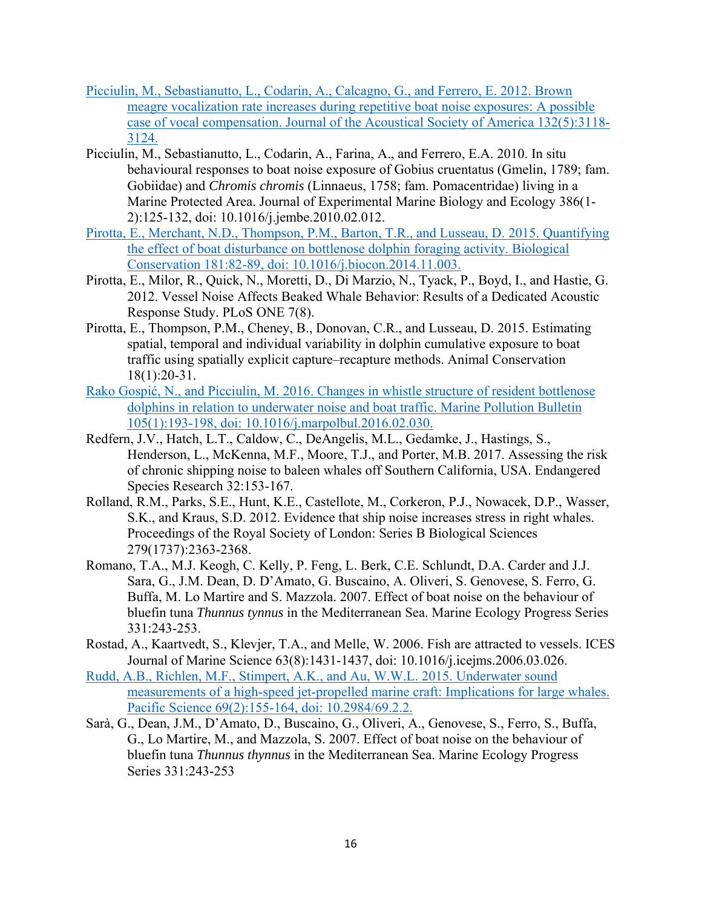Picciulin, M., Sebastianutto, L., Codarin, A., Calcagno, G., and Ferrero, E. 2012. Brown meagre vocalization rate increases during repetitive boat noise exposures: A possible case of vocal compensation. Journal of the Acoustical Society of America 132(5):3118-3124.

Picciulin, M., Sebastianutto, L., Codarin, A., Farina, A., and Ferrero, E.A. 2010. In situ behavioural responses to boat noise exposure of Gobius cruentatus (Gmelin, 1789; fam. Gobiidae) and *Chromis chromis* (Linnaeus, 1758; fam. Pomacentridae) living in a Marine Protected Area. Journal of Experimental Marine Biology and Ecology 386(1-2):125-132, doi: 10.1016/j.jembe.2010.02.012.

Pirotta, E., Merchant, N.D., Thompson, P.M., Barton, T.R., and Lusseau, D. 2015. Quantifying the effect of boat disturbance on bottlenose dolphin foraging activity. Biological Conservation 181:82-89, doi: 10.1016/j.biocon.2014.11.003.

Pirotta, E., Milor, R., Quick, N., Moretti, D., Di Marzio, N., Tyack, P., Boyd, I., and Hastie, G. 2012. Vessel Noise Affects Beaked Whale Behavior: Results of a Dedicated Acoustic Response Study. PLoS ONE 7(8).

Pirotta, E., Thompson, P.M., Cheney, B., Donovan, C.R., and Lusseau, D. 2015. Estimating spatial, temporal and individual variability in dolphin cumulative exposure to boat traffic using spatially explicit capture–recapture methods. Animal Conservation 18(1):20-31.

Rako Gospić, N., and Picciulin, M. 2016. Changes in whistle structure of resident bottlenose dolphins in relation to underwater noise and boat traffic. Marine Pollution Bulletin 105(1):193-198, doi: 10.1016/j.marpolbul.2016.02.030.

Redfern, J.V., Hatch, L.T., Caldow, C., DeAngelis, M.L., Gedamke, J., Hastings, S., Henderson, L., McKenna, M.F., Moore, T.J., and Porter, M.B. 2017. Assessing the risk of chronic shipping noise to baleen whales off Southern California, USA. Endangered Species Research 32:153-167.

Rolland, R.M., Parks, S.E., Hunt, K.E., Castellote, M., Corkeron, P.J., Nowacek, D.P., Wasser, S.K., and Kraus, S.D. 2012. Evidence that ship noise increases stress in right whales. Proceedings of the Royal Society of London: Series B Biological Sciences 279(1737):2363-2368.

Romano, T.A., M.J. Keogh, C. Kelly, P. Feng, L. Berk, C.E. Schlundt, D.A. Carder and J.J. Sara, G., J.M. Dean, D. D'Amato, G. Buscaino, A. Oliveri, S. Genovese, S. Ferro, G. Buffa, M. Lo Martire and S. Mazzola. 2007. Effect of boat noise on the behaviour of bluefin tuna *Thunnus tynnus* in the Mediterranean Sea. Marine Ecology Progress Series 331:243-253.

Rostad, A., Kaartvedt, S., Klevjer, T.A., and Melle, W. 2006. Fish are attracted to vessels. ICES Journal of Marine Science 63(8):1431-1437, doi: 10.1016/j.icejms.2006.03.026.

Rudd, A.B., Richlen, M.F., Stimpert, A.K., and Au, W.W.L. 2015. Underwater sound measurements of a high-speed jet-propelled marine craft: Implications for large whales. Pacific Science 69(2):155-164, doi: 10.2984/69.2.2.

Sarà, G., Dean, J.M., D'Amato, D., Buscaino, G., Oliveri, A., Genovese, S., Ferro, S., Buffa, G., Lo Martire, M., and Mazzola, S. 2007. Effect of boat noise on the behaviour of bluefin tuna *Thunnus thynnus* in the Mediterranean Sea. Marine Ecology Progress Series 331:243-253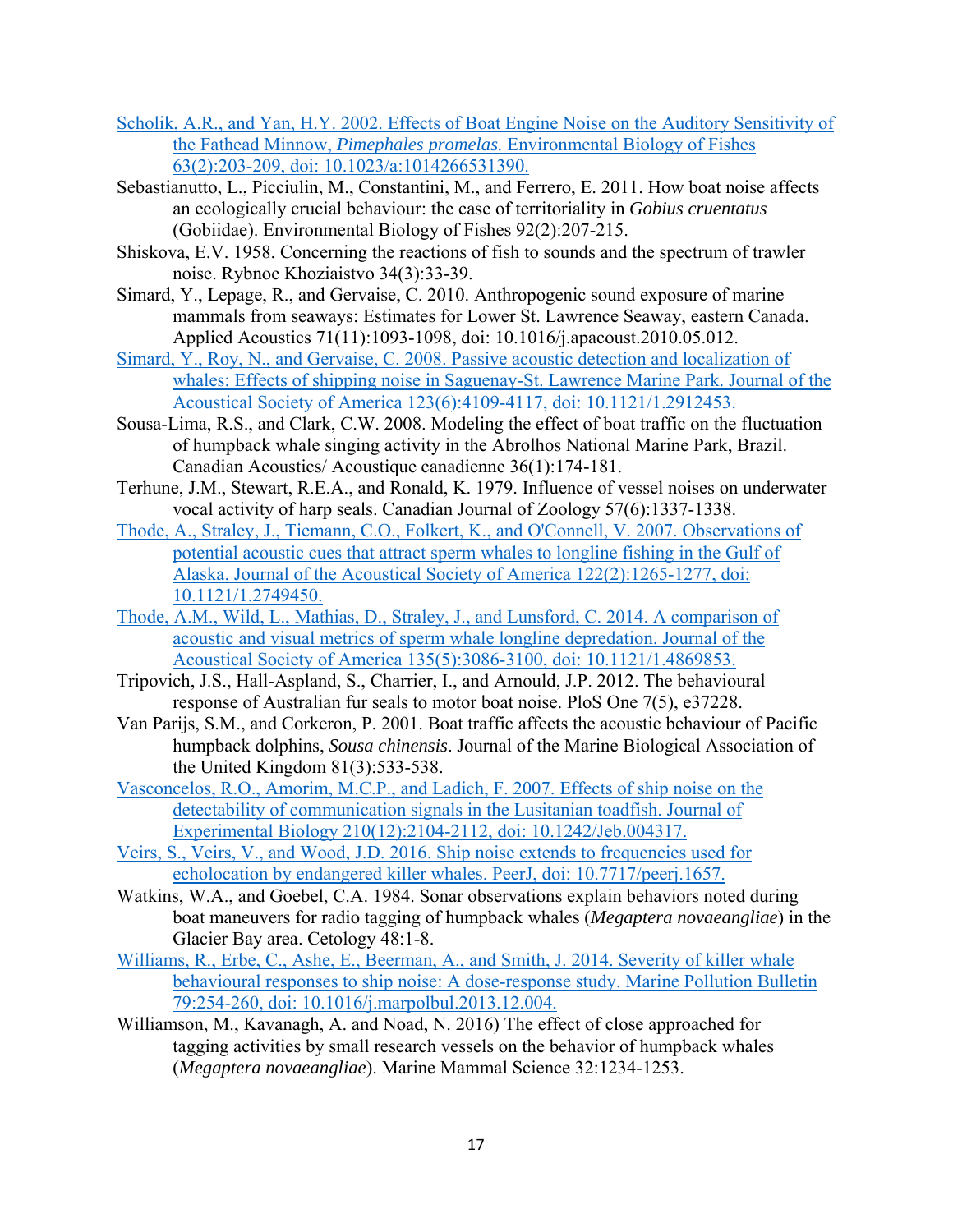Scholik, A.R., and Yan, H.Y. 2002. Effects of Boat Engine Noise on the Auditory Sensitivity of the Fathead Minnow, *Pimephales promelas.* Environmental Biology of Fishes 63(2):203-209, doi: 10.1023/a:1014266531390.

Sebastianutto, L., Picciulin, M., Constantini, M., and Ferrero, E. 2011. How boat noise affects an ecologically crucial behaviour: the case of territoriality in *Gobius cruentatus* (Gobiidae). Environmental Biology of Fishes 92(2):207-215.

Shiskova, E.V. 1958. Concerning the reactions of fish to sounds and the spectrum of trawler noise. Rybnoe Khoziaistvo 34(3):33-39.

Simard, Y., Lepage, R., and Gervaise, C. 2010. Anthropogenic sound exposure of marine mammals from seaways: Estimates for Lower St. Lawrence Seaway, eastern Canada. Applied Acoustics 71(11):1093-1098, doi: 10.1016/j.apacoust.2010.05.012.

Simard, Y., Roy, N., and Gervaise, C. 2008. Passive acoustic detection and localization of whales: Effects of shipping noise in Saguenay-St. Lawrence Marine Park. Journal of the Acoustical Society of America 123(6):4109-4117, doi: 10.1121/1.2912453.

Sousa-Lima, R.S., and Clark, C.W. 2008. Modeling the effect of boat traffic on the fluctuation of humpback whale singing activity in the Abrolhos National Marine Park, Brazil. Canadian Acoustics/ Acoustique canadienne 36(1):174-181.

Terhune, J.M., Stewart, R.E.A., and Ronald, K. 1979. Influence of vessel noises on underwater vocal activity of harp seals. Canadian Journal of Zoology 57(6):1337-1338.

Thode, A., Straley, J., Tiemann, C.O., Folkert, K., and O'Connell, V. 2007. Observations of potential acoustic cues that attract sperm whales to longline fishing in the Gulf of Alaska. Journal of the Acoustical Society of America 122(2):1265-1277, doi: 10.1121/1.2749450.

Thode, A.M., Wild, L., Mathias, D., Straley, J., and Lunsford, C. 2014. A comparison of acoustic and visual metrics of sperm whale longline depredation. Journal of the Acoustical Society of America 135(5):3086-3100, doi: 10.1121/1.4869853.

Tripovich, J.S., Hall-Aspland, S., Charrier, I., and Arnould, J.P. 2012. The behavioural response of Australian fur seals to motor boat noise. PloS One 7(5), e37228.

Van Parijs, S.M., and Corkeron, P. 2001. Boat traffic affects the acoustic behaviour of Pacific humpback dolphins, *Sousa chinensis*. Journal of the Marine Biological Association of the United Kingdom 81(3):533-538.

Vasconcelos, R.O., Amorim, M.C.P., and Ladich, F. 2007. Effects of ship noise on the detectability of communication signals in the Lusitanian toadfish. Journal of Experimental Biology 210(12):2104-2112, doi: 10.1242/Jeb.004317.

Veirs, S., Veirs, V., and Wood, J.D. 2016. Ship noise extends to frequencies used for echolocation by endangered killer whales. PeerJ, doi: 10.7717/peerj.1657.

Watkins, W.A., and Goebel, C.A. 1984. Sonar observations explain behaviors noted during boat maneuvers for radio tagging of humpback whales (*Megaptera novaeangliae*) in the Glacier Bay area. Cetology 48:1-8.

Williams, R., Erbe, C., Ashe, E., Beerman, A., and Smith, J. 2014. Severity of killer whale behavioural responses to ship noise: A dose-response study. Marine Pollution Bulletin 79:254-260, doi: 10.1016/j.marpolbul.2013.12.004.

Williamson, M., Kavanagh, A. and Noad, N. 2016) The effect of close approached for tagging activities by small research vessels on the behavior of humpback whales (*Megaptera novaeangliae*). Marine Mammal Science 32:1234-1253.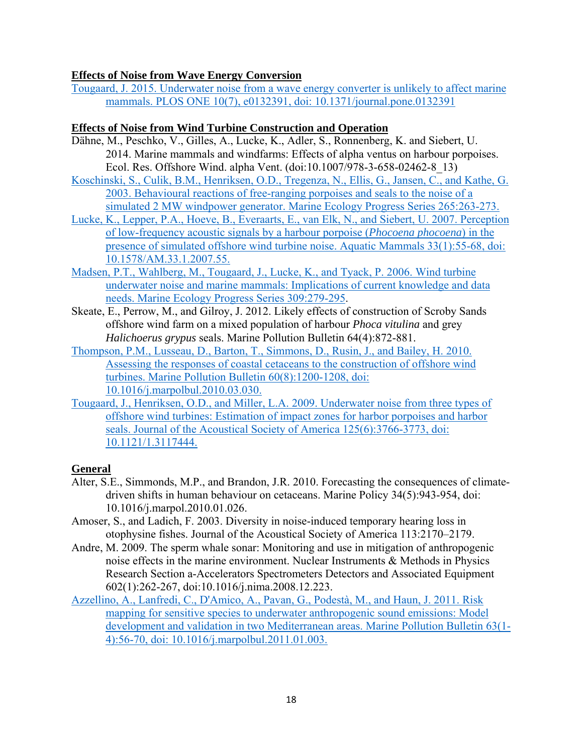**Effects of Noise from Wave Energy Conversion**

Tougaard, J. 2015. Underwater noise from a wave energy converter is unlikely to affect marine mammals. PLOS ONE 10(7), e0132391, doi: 10.1371/journal.pone.0132391

**Effects of Noise from Wind Turbine Construction and Operation**

Dähne, M., Peschko, V., Gilles, A., Lucke, K., Adler, S., Ronnenberg, K. and Siebert, U. 2014. Marine mammals and windfarms: Effects of alpha ventus on harbour porpoises. Ecol. Res. Offshore Wind. alpha Vent. (doi:10.1007/978-3-658-02462-8_13)

Koschinski, S., Culik, B.M., Henriksen, O.D., Tregenza, N., Ellis, G., Jansen, C., and Kathe, G. 2003. Behavioural reactions of free-ranging porpoises and seals to the noise of a simulated 2 MW windpower generator. Marine Ecology Progress Series 265:263-273.

Lucke, K., Lepper, P.A., Hoeve, B., Everaarts, E., van Elk, N., and Siebert, U. 2007. Perception of low-frequency acoustic signals by a harbour porpoise (*Phocoena phocoena*) in the presence of simulated offshore wind turbine noise. Aquatic Mammals 33(1):55-68, doi: 10.1578/AM.33.1.2007.55.

Madsen, P.T., Wahlberg, M., Tougaard, J., Lucke, K., and Tyack, P. 2006. Wind turbine underwater noise and marine mammals: Implications of current knowledge and data needs. Marine Ecology Progress Series 309:279-295.

Skeate, E., Perrow, M., and Gilroy, J. 2012. Likely effects of construction of Scroby Sands offshore wind farm on a mixed population of harbour *Phoca vitulina* and grey *Halichoerus grypus* seals. Marine Pollution Bulletin 64(4):872-881.

Thompson, P.M., Lusseau, D., Barton, T., Simmons, D., Rusin, J., and Bailey, H. 2010. Assessing the responses of coastal cetaceans to the construction of offshore wind turbines. Marine Pollution Bulletin 60(8):1200-1208, doi: 10.1016/j.marpolbul.2010.03.030.

Tougaard, J., Henriksen, O.D., and Miller, L.A. 2009. Underwater noise from three types of offshore wind turbines: Estimation of impact zones for harbor porpoises and harbor seals. Journal of the Acoustical Society of America 125(6):3766-3773, doi: 10.1121/1.3117444.

**General**

Alter, S.E., Simmonds, M.P., and Brandon, J.R. 2010. Forecasting the consequences of climate-driven shifts in human behaviour on cetaceans. Marine Policy 34(5):943-954, doi: 10.1016/j.marpol.2010.01.026.

Amoser, S., and Ladich, F. 2003. Diversity in noise-induced temporary hearing loss in otophysine fishes. Journal of the Acoustical Society of America 113:2170–2179.

Andre, M. 2009. The sperm whale sonar: Monitoring and use in mitigation of anthropogenic noise effects in the marine environment. Nuclear Instruments & Methods in Physics Research Section a-Accelerators Spectrometers Detectors and Associated Equipment 602(1):262-267, doi:10.1016/j.nima.2008.12.223.

Azzellino, A., Lanfredi, C., D'Amico, A., Pavan, G., Podestà, M., and Haun, J. 2011. Risk mapping for sensitive species to underwater anthropogenic sound emissions: Model development and validation in two Mediterranean areas. Marine Pollution Bulletin 63(1-4):56-70, doi: 10.1016/j.marpolbul.2011.01.003.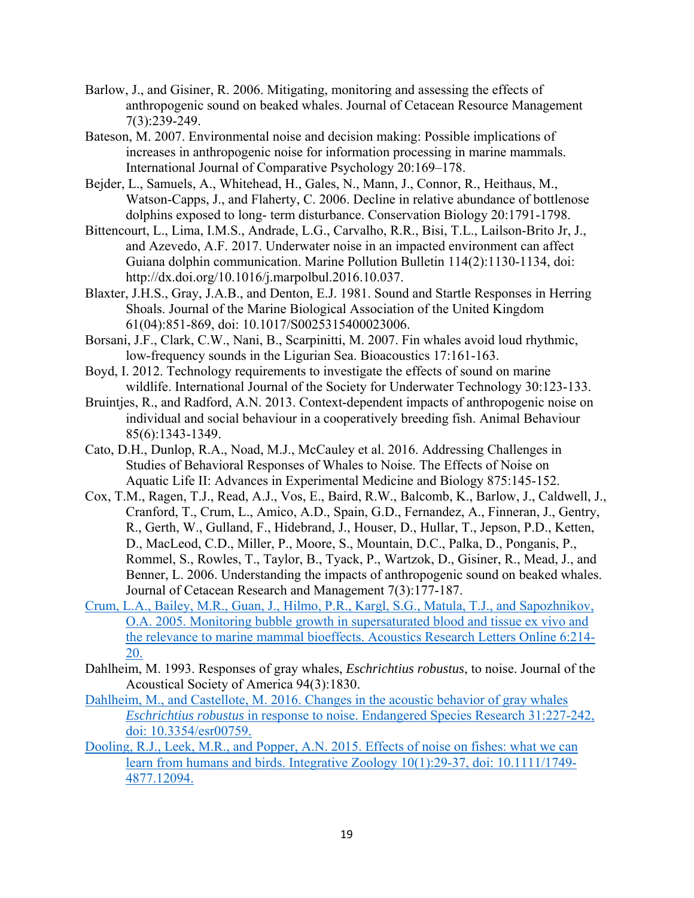Barlow, J., and Gisiner, R. 2006. Mitigating, monitoring and assessing the effects of anthropogenic sound on beaked whales. Journal of Cetacean Resource Management 7(3):239-249.

Bateson, M. 2007. Environmental noise and decision making: Possible implications of increases in anthropogenic noise for information processing in marine mammals. International Journal of Comparative Psychology 20:169–178.

Bejder, L., Samuels, A., Whitehead, H., Gales, N., Mann, J., Connor, R., Heithaus, M., Watson-Capps, J., and Flaherty, C. 2006. Decline in relative abundance of bottlenose dolphins exposed to long- term disturbance. Conservation Biology 20:1791-1798.

Bittencourt, L., Lima, I.M.S., Andrade, L.G., Carvalho, R.R., Bisi, T.L., Lailson-Brito Jr, J., and Azevedo, A.F. 2017. Underwater noise in an impacted environment can affect Guiana dolphin communication. Marine Pollution Bulletin 114(2):1130-1134, doi: http://dx.doi.org/10.1016/j.marpolbul.2016.10.037.

Blaxter, J.H.S., Gray, J.A.B., and Denton, E.J. 1981. Sound and Startle Responses in Herring Shoals. Journal of the Marine Biological Association of the United Kingdom 61(04):851-869, doi: 10.1017/S0025315400023006.

Borsani, J.F., Clark, C.W., Nani, B., Scarpinitti, M. 2007. Fin whales avoid loud rhythmic, low-frequency sounds in the Ligurian Sea. Bioacoustics 17:161-163.

Boyd, I. 2012. Technology requirements to investigate the effects of sound on marine wildlife. International Journal of the Society for Underwater Technology 30:123-133.

Bruintjes, R., and Radford, A.N. 2013. Context-dependent impacts of anthropogenic noise on individual and social behaviour in a cooperatively breeding fish. Animal Behaviour 85(6):1343-1349.

Cato, D.H., Dunlop, R.A., Noad, M.J., McCauley et al. 2016. Addressing Challenges in Studies of Behavioral Responses of Whales to Noise. The Effects of Noise on Aquatic Life II: Advances in Experimental Medicine and Biology 875:145-152.

Cox, T.M., Ragen, T.J., Read, A.J., Vos, E., Baird, R.W., Balcomb, K., Barlow, J., Caldwell, J., Cranford, T., Crum, L., Amico, A.D., Spain, G.D., Fernandez, A., Finneran, J., Gentry, R., Gerth, W., Gulland, F., Hidebrand, J., Houser, D., Hullar, T., Jepson, P.D., Ketten, D., MacLeod, C.D., Miller, P., Moore, S., Mountain, D.C., Palka, D., Ponganis, P., Rommel, S., Rowles, T., Taylor, B., Tyack, P., Wartzok, D., Gisiner, R., Mead, J., and Benner, L. 2006. Understanding the impacts of anthropogenic sound on beaked whales. Journal of Cetacean Research and Management 7(3):177-187.

Crum, L.A., Bailey, M.R., Guan, J., Hilmo, P.R., Kargl, S.G., Matula, T.J., and Sapozhnikov, O.A. 2005. Monitoring bubble growth in supersaturated blood and tissue ex vivo and the relevance to marine mammal bioeffects. Acoustics Research Letters Online 6:214-20.

Dahlheim, M. 1993. Responses of gray whales, *Eschrichtius robustus*, to noise. Journal of the Acoustical Society of America 94(3):1830.

Dahlheim, M., and Castellote, M. 2016. Changes in the acoustic behavior of gray whales *Eschrichtius robustus* in response to noise. Endangered Species Research 31:227-242, doi: 10.3354/esr00759.

Dooling, R.J., Leek, M.R., and Popper, A.N. 2015. Effects of noise on fishes: what we can learn from humans and birds. Integrative Zoology 10(1):29-37, doi: 10.1111/1749-4877.12094.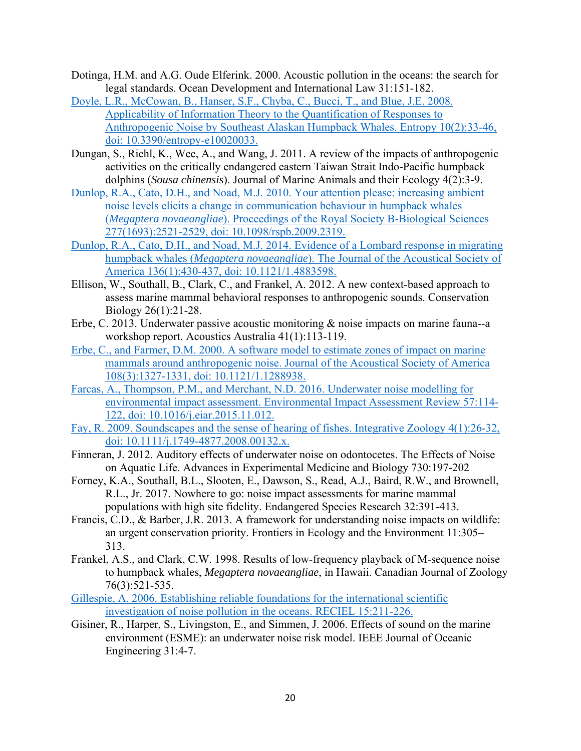Dotinga, H.M. and A.G. Oude Elferink. 2000. Acoustic pollution in the oceans: the search for legal standards. Ocean Development and International Law 31:151-182.

Doyle, L.R., McCowan, B., Hanser, S.F., Chyba, C., Bucci, T., and Blue, J.E. 2008. Applicability of Information Theory to the Quantification of Responses to Anthropogenic Noise by Southeast Alaskan Humpback Whales. Entropy 10(2):33-46, doi: 10.3390/entropy-e10020033.

Dungan, S., Riehl, K., Wee, A., and Wang, J. 2011. A review of the impacts of anthropogenic activities on the critically endangered eastern Taiwan Strait Indo-Pacific humpback dolphins (*Sousa chinensis*). Journal of Marine Animals and their Ecology 4(2):3-9.

Dunlop, R.A., Cato, D.H., and Noad, M.J. 2010. Your attention please: increasing ambient noise levels elicits a change in communication behaviour in humpback whales (*Megaptera novaeangliae*). Proceedings of the Royal Society B-Biological Sciences 277(1693):2521-2529, doi: 10.1098/rspb.2009.2319.

Dunlop, R.A., Cato, D.H., and Noad, M.J. 2014. Evidence of a Lombard response in migrating humpback whales (*Megaptera novaeangliae*). The Journal of the Acoustical Society of America 136(1):430-437, doi: 10.1121/1.4883598.

Ellison, W., Southall, B., Clark, C., and Frankel, A. 2012. A new context-based approach to assess marine mammal behavioral responses to anthropogenic sounds. Conservation Biology 26(1):21-28.

Erbe, C. 2013. Underwater passive acoustic monitoring & noise impacts on marine fauna--a workshop report. Acoustics Australia 41(1):113-119.

Erbe, C., and Farmer, D.M. 2000. A software model to estimate zones of impact on marine mammals around anthropogenic noise. Journal of the Acoustical Society of America 108(3):1327-1331, doi: 10.1121/1.1288938.

Farcas, A., Thompson, P.M., and Merchant, N.D. 2016. Underwater noise modelling for environmental impact assessment. Environmental Impact Assessment Review 57:114-122, doi: 10.1016/j.eiar.2015.11.012.

Fay, R. 2009. Soundscapes and the sense of hearing of fishes. Integrative Zoology 4(1):26-32, doi: 10.1111/j.1749-4877.2008.00132.x.

Finneran, J. 2012. Auditory effects of underwater noise on odontocetes. The Effects of Noise on Aquatic Life. Advances in Experimental Medicine and Biology 730:197-202

Forney, K.A., Southall, B.L., Slooten, E., Dawson, S., Read, A.J., Baird, R.W., and Brownell, R.L., Jr. 2017. Nowhere to go: noise impact assessments for marine mammal populations with high site fidelity. Endangered Species Research 32:391-413.

Francis, C.D., & Barber, J.R. 2013. A framework for understanding noise impacts on wildlife: an urgent conservation priority. Frontiers in Ecology and the Environment 11:305–313.

Frankel, A.S., and Clark, C.W. 1998. Results of low-frequency playback of M-sequence noise to humpback whales, *Megaptera novaeangliae*, in Hawaii. Canadian Journal of Zoology 76(3):521-535.

Gillespie, A. 2006. Establishing reliable foundations for the international scientific investigation of noise pollution in the oceans. RECIEL 15:211-226.

Gisiner, R., Harper, S., Livingston, E., and Simmen, J. 2006. Effects of sound on the marine environment (ESME): an underwater noise risk model. IEEE Journal of Oceanic Engineering 31:4-7.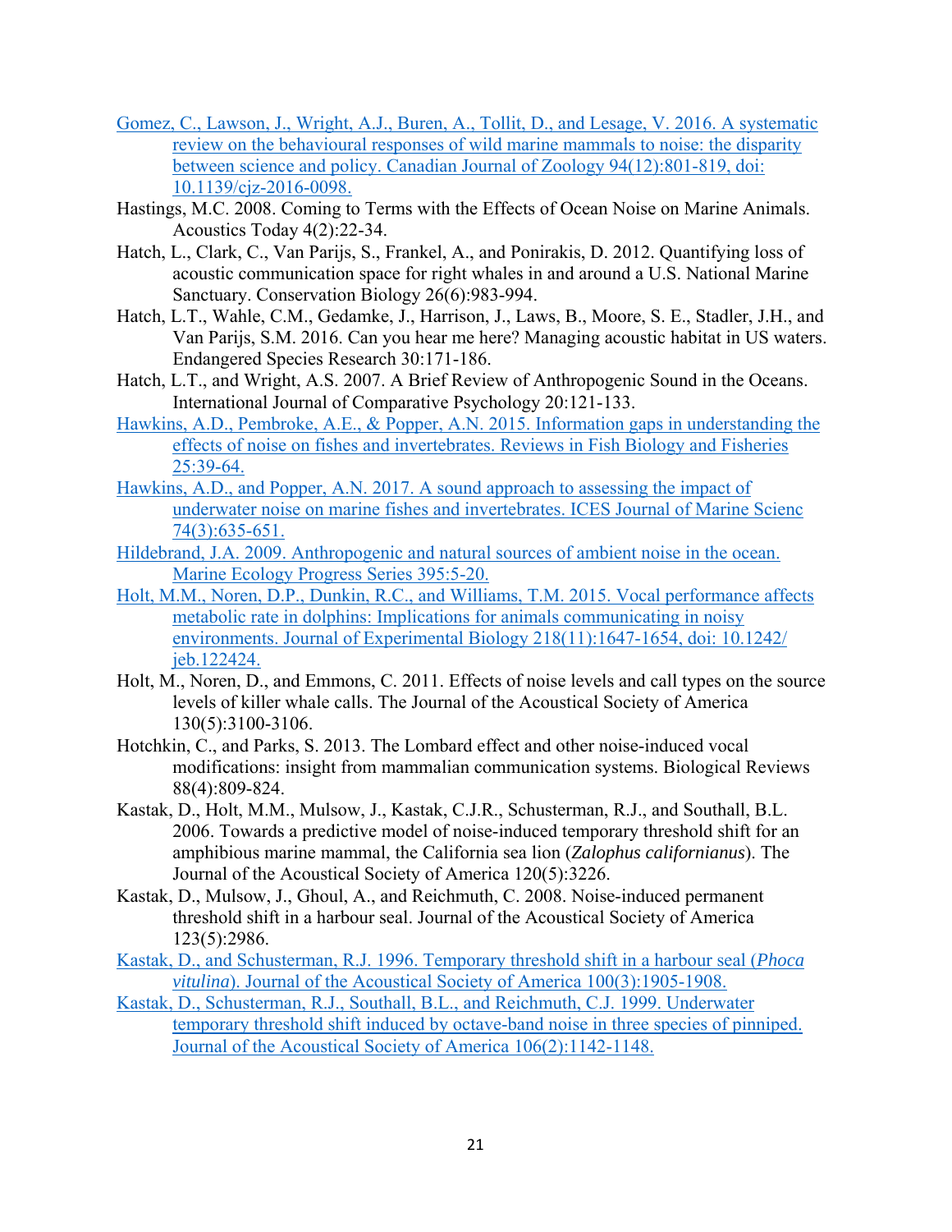Gomez, C., Lawson, J., Wright, A.J., Buren, A., Tollit, D., and Lesage, V. 2016. A systematic review on the behavioural responses of wild marine mammals to noise: the disparity between science and policy. Canadian Journal of Zoology 94(12):801-819, doi: 10.1139/cjz-2016-0098.

Hastings, M.C. 2008. Coming to Terms with the Effects of Ocean Noise on Marine Animals. Acoustics Today 4(2):22-34.

Hatch, L., Clark, C., Van Parijs, S., Frankel, A., and Ponirakis, D. 2012. Quantifying loss of acoustic communication space for right whales in and around a U.S. National Marine Sanctuary. Conservation Biology 26(6):983-994.

Hatch, L.T., Wahle, C.M., Gedamke, J., Harrison, J., Laws, B., Moore, S. E., Stadler, J.H., and Van Parijs, S.M. 2016. Can you hear me here? Managing acoustic habitat in US waters. Endangered Species Research 30:171-186.

Hatch, L.T., and Wright, A.S. 2007. A Brief Review of Anthropogenic Sound in the Oceans. International Journal of Comparative Psychology 20:121-133.

Hawkins, A.D., Pembroke, A.E., & Popper, A.N. 2015. Information gaps in understanding the effects of noise on fishes and invertebrates. Reviews in Fish Biology and Fisheries 25:39-64.

Hawkins, A.D., and Popper, A.N. 2017. A sound approach to assessing the impact of underwater noise on marine fishes and invertebrates. ICES Journal of Marine Scienc 74(3):635-651.

Hildebrand, J.A. 2009. Anthropogenic and natural sources of ambient noise in the ocean. Marine Ecology Progress Series 395:5-20.

Holt, M.M., Noren, D.P., Dunkin, R.C., and Williams, T.M. 2015. Vocal performance affects metabolic rate in dolphins: Implications for animals communicating in noisy environments. Journal of Experimental Biology 218(11):1647-1654, doi: 10.1242/jeb.122424.

Holt, M., Noren, D., and Emmons, C. 2011. Effects of noise levels and call types on the source levels of killer whale calls. The Journal of the Acoustical Society of America 130(5):3100-3106.

Hotchkin, C., and Parks, S. 2013. The Lombard effect and other noise-induced vocal modifications: insight from mammalian communication systems. Biological Reviews 88(4):809-824.

Kastak, D., Holt, M.M., Mulsow, J., Kastak, C.J.R., Schusterman, R.J., and Southall, B.L. 2006. Towards a predictive model of noise-induced temporary threshold shift for an amphibious marine mammal, the California sea lion (*Zalophus californianus*). The Journal of the Acoustical Society of America 120(5):3226.

Kastak, D., Mulsow, J., Ghoul, A., and Reichmuth, C. 2008. Noise-induced permanent threshold shift in a harbour seal. Journal of the Acoustical Society of America 123(5):2986.

Kastak, D., and Schusterman, R.J. 1996. Temporary threshold shift in a harbour seal (*Phoca vitulina*). Journal of the Acoustical Society of America 100(3):1905-1908.

Kastak, D., Schusterman, R.J., Southall, B.L., and Reichmuth, C.J. 1999. Underwater temporary threshold shift induced by octave-band noise in three species of pinniped. Journal of the Acoustical Society of America 106(2):1142-1148.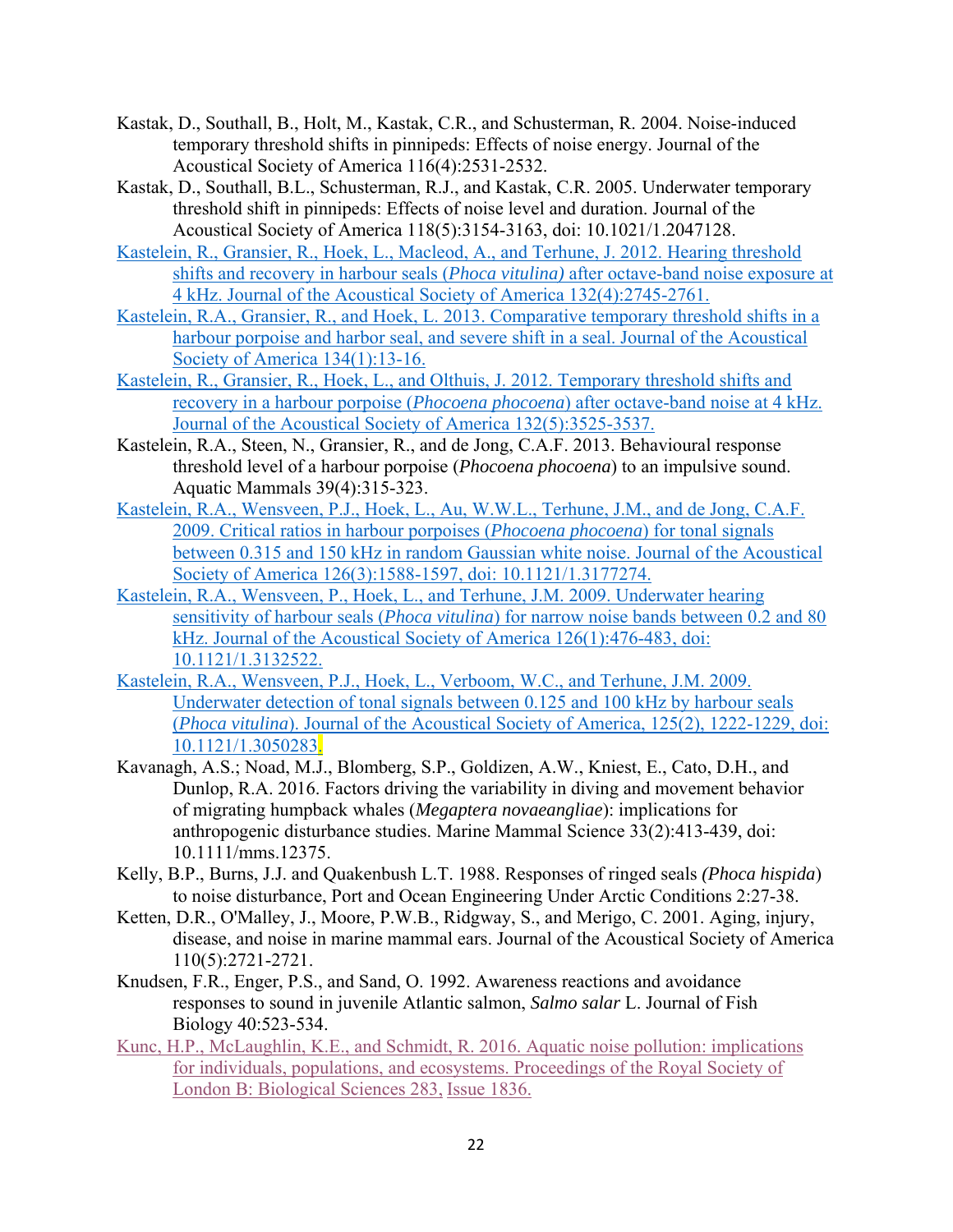Kastak, D., Southall, B., Holt, M., Kastak, C.R., and Schusterman, R. 2004. Noise-induced temporary threshold shifts in pinnipeds: Effects of noise energy. Journal of the Acoustical Society of America 116(4):2531-2532.

Kastak, D., Southall, B.L., Schusterman, R.J., and Kastak, C.R. 2005. Underwater temporary threshold shift in pinnipeds: Effects of noise level and duration. Journal of the Acoustical Society of America 118(5):3154-3163, doi: 10.1021/1.2047128.

Kastelein, R., Gransier, R., Hoek, L., Macleod, A., and Terhune, J. 2012. Hearing threshold shifts and recovery in harbour seals (*Phoca vitulina)* after octave-band noise exposure at 4 kHz. Journal of the Acoustical Society of America 132(4):2745-2761.

Kastelein, R.A., Gransier, R., and Hoek, L. 2013. Comparative temporary threshold shifts in a harbour porpoise and harbor seal, and severe shift in a seal. Journal of the Acoustical Society of America 134(1):13-16.

Kastelein, R., Gransier, R., Hoek, L., and Olthuis, J. 2012. Temporary threshold shifts and recovery in a harbour porpoise (*Phocoena phocoena*) after octave-band noise at 4 kHz. Journal of the Acoustical Society of America 132(5):3525-3537.

Kastelein, R.A., Steen, N., Gransier, R., and de Jong, C.A.F. 2013. Behavioural response threshold level of a harbour porpoise (*Phocoena phocoena*) to an impulsive sound. Aquatic Mammals 39(4):315-323.

Kastelein, R.A., Wensveen, P.J., Hoek, L., Au, W.W.L., Terhune, J.M., and de Jong, C.A.F. 2009. Critical ratios in harbour porpoises (*Phocoena phocoena*) for tonal signals between 0.315 and 150 kHz in random Gaussian white noise. Journal of the Acoustical Society of America 126(3):1588-1597, doi: 10.1121/1.3177274.

Kastelein, R.A., Wensveen, P., Hoek, L., and Terhune, J.M. 2009. Underwater hearing sensitivity of harbour seals (*Phoca vitulina*) for narrow noise bands between 0.2 and 80 kHz. Journal of the Acoustical Society of America 126(1):476-483, doi: 10.1121/1.3132522.

Kastelein, R.A., Wensveen, P.J., Hoek, L., Verboom, W.C., and Terhune, J.M. 2009. Underwater detection of tonal signals between 0.125 and 100 kHz by harbour seals (*Phoca vitulina*). Journal of the Acoustical Society of America, 125(2), 1222-1229, doi: 10.1121/1.3050283.

Kavanagh, A.S.; Noad, M.J., Blomberg, S.P., Goldizen, A.W., Kniest, E., Cato, D.H., and Dunlop, R.A. 2016. Factors driving the variability in diving and movement behavior of migrating humpback whales (*Megaptera novaeangliae*): implications for anthropogenic disturbance studies. Marine Mammal Science 33(2):413-439, doi: 10.1111/mms.12375.

Kelly, B.P., Burns, J.J. and Quakenbush L.T. 1988. Responses of ringed seals *(Phoca hispida*) to noise disturbance, Port and Ocean Engineering Under Arctic Conditions 2:27-38.

Ketten, D.R., O'Malley, J., Moore, P.W.B., Ridgway, S., and Merigo, C. 2001. Aging, injury, disease, and noise in marine mammal ears. Journal of the Acoustical Society of America 110(5):2721-2721.

Knudsen, F.R., Enger, P.S., and Sand, O. 1992. Awareness reactions and avoidance responses to sound in juvenile Atlantic salmon, *Salmo salar* L. Journal of Fish Biology 40:523-534.

Kunc, H.P., McLaughlin, K.E., and Schmidt, R. 2016. Aquatic noise pollution: implications for individuals, populations, and ecosystems. Proceedings of the Royal Society of London B: Biological Sciences 283, Issue 1836.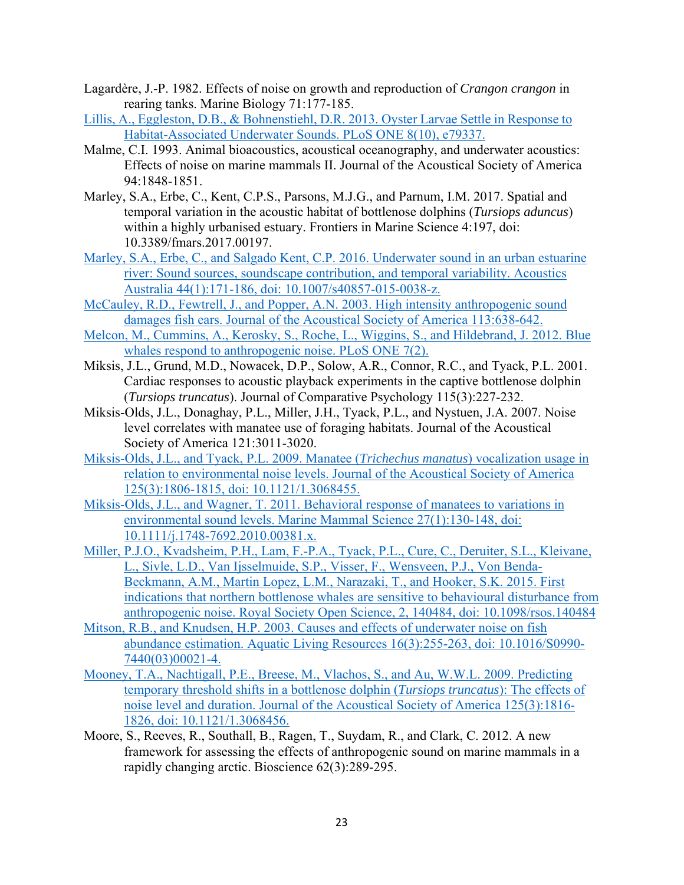Lagardère, J.-P. 1982. Effects of noise on growth and reproduction of *Crangon crangon* in rearing tanks. Marine Biology 71:177-185.

Lillis, A., Eggleston, D.B., & Bohnenstiehl, D.R. 2013. Oyster Larvae Settle in Response to Habitat-Associated Underwater Sounds. PLoS ONE 8(10), e79337.

Malme, C.I. 1993. Animal bioacoustics, acoustical oceanography, and underwater acoustics: Effects of noise on marine mammals II. Journal of the Acoustical Society of America 94:1848-1851.

Marley, S.A., Erbe, C., Kent, C.P.S., Parsons, M.J.G., and Parnum, I.M. 2017. Spatial and temporal variation in the acoustic habitat of bottlenose dolphins (*Tursiops aduncus*) within a highly urbanised estuary. Frontiers in Marine Science 4:197, doi: 10.3389/fmars.2017.00197.

Marley, S.A., Erbe, C., and Salgado Kent, C.P. 2016. Underwater sound in an urban estuarine river: Sound sources, soundscape contribution, and temporal variability. Acoustics Australia 44(1):171-186, doi: 10.1007/s40857-015-0038-z.

McCauley, R.D., Fewtrell, J., and Popper, A.N. 2003. High intensity anthropogenic sound damages fish ears. Journal of the Acoustical Society of America 113:638-642.

Melcon, M., Cummins, A., Kerosky, S., Roche, L., Wiggins, S., and Hildebrand, J. 2012. Blue whales respond to anthropogenic noise. PLoS ONE 7(2).

Miksis, J.L., Grund, M.D., Nowacek, D.P., Solow, A.R., Connor, R.C., and Tyack, P.L. 2001. Cardiac responses to acoustic playback experiments in the captive bottlenose dolphin (*Tursiops truncatus*). Journal of Comparative Psychology 115(3):227-232.

Miksis-Olds, J.L., Donaghay, P.L., Miller, J.H., Tyack, P.L., and Nystuen, J.A. 2007. Noise level correlates with manatee use of foraging habitats. Journal of the Acoustical Society of America 121:3011-3020.

Miksis-Olds, J.L., and Tyack, P.L. 2009. Manatee (*Trichechus manatus*) vocalization usage in relation to environmental noise levels. Journal of the Acoustical Society of America 125(3):1806-1815, doi: 10.1121/1.3068455.

Miksis-Olds, J.L., and Wagner, T. 2011. Behavioral response of manatees to variations in environmental sound levels. Marine Mammal Science 27(1):130-148, doi: 10.1111/j.1748-7692.2010.00381.x.

Miller, P.J.O., Kvadsheim, P.H., Lam, F.-P.A., Tyack, P.L., Cure, C., Deruiter, S.L., Kleivane, L., Sivle, L.D., Van Ijsselmuide, S.P., Visser, F., Wensveen, P.J., Von Benda-Beckmann, A.M., Martin Lopez, L.M., Narazaki, T., and Hooker, S.K. 2015. First indications that northern bottlenose whales are sensitive to behavioural disturbance from anthropogenic noise. Royal Society Open Science, 2, 140484, doi: 10.1098/rsos.140484

Mitson, R.B., and Knudsen, H.P. 2003. Causes and effects of underwater noise on fish abundance estimation. Aquatic Living Resources 16(3):255-263, doi: 10.1016/S0990-7440(03)00021-4.

Mooney, T.A., Nachtigall, P.E., Breese, M., Vlachos, S., and Au, W.W.L. 2009. Predicting temporary threshold shifts in a bottlenose dolphin (*Tursiops truncatus*): The effects of noise level and duration. Journal of the Acoustical Society of America 125(3):1816-1826, doi: 10.1121/1.3068456.

Moore, S., Reeves, R., Southall, B., Ragen, T., Suydam, R., and Clark, C. 2012. A new framework for assessing the effects of anthropogenic sound on marine mammals in a rapidly changing arctic. Bioscience 62(3):289-295.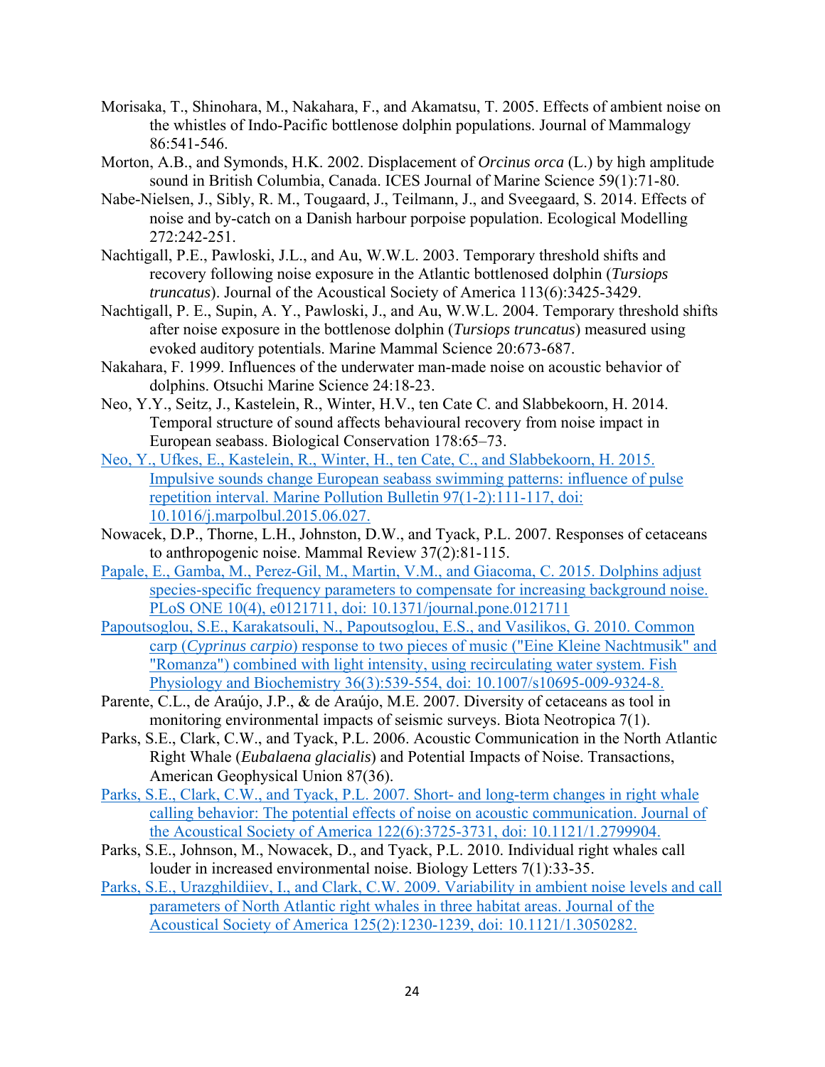Morisaka, T., Shinohara, M., Nakahara, F., and Akamatsu, T. 2005. Effects of ambient noise on the whistles of Indo-Pacific bottlenose dolphin populations. Journal of Mammalogy 86:541-546.

Morton, A.B., and Symonds, H.K. 2002. Displacement of *Orcinus orca* (L.) by high amplitude sound in British Columbia, Canada. ICES Journal of Marine Science 59(1):71-80.

Nabe-Nielsen, J., Sibly, R. M., Tougaard, J., Teilmann, J., and Sveegaard, S. 2014. Effects of noise and by-catch on a Danish harbour porpoise population. Ecological Modelling 272:242-251.

Nachtigall, P.E., Pawloski, J.L., and Au, W.W.L. 2003. Temporary threshold shifts and recovery following noise exposure in the Atlantic bottlenosed dolphin (*Tursiops truncatus*). Journal of the Acoustical Society of America 113(6):3425-3429.

Nachtigall, P. E., Supin, A. Y., Pawloski, J., and Au, W.W.L. 2004. Temporary threshold shifts after noise exposure in the bottlenose dolphin (*Tursiops truncatus*) measured using evoked auditory potentials. Marine Mammal Science 20:673-687.

Nakahara, F. 1999. Influences of the underwater man-made noise on acoustic behavior of dolphins. Otsuchi Marine Science 24:18-23.

Neo, Y.Y., Seitz, J., Kastelein, R., Winter, H.V., ten Cate C. and Slabbekoorn, H. 2014. Temporal structure of sound affects behavioural recovery from noise impact in European seabass. Biological Conservation 178:65–73.

Neo, Y., Ufkes, E., Kastelein, R., Winter, H., ten Cate, C., and Slabbekoorn, H. 2015. Impulsive sounds change European seabass swimming patterns: influence of pulse repetition interval. Marine Pollution Bulletin 97(1-2):111-117, doi: 10.1016/j.marpolbul.2015.06.027.

Nowacek, D.P., Thorne, L.H., Johnston, D.W., and Tyack, P.L. 2007. Responses of cetaceans to anthropogenic noise. Mammal Review 37(2):81-115.

Papale, E., Gamba, M., Perez-Gil, M., Martin, V.M., and Giacoma, C. 2015. Dolphins adjust species-specific frequency parameters to compensate for increasing background noise. PLoS ONE 10(4), e0121711, doi: 10.1371/journal.pone.0121711

Papoutsoglou, S.E., Karakatsouli, N., Papoutsoglou, E.S., and Vasilikos, G. 2010. Common carp (*Cyprinus carpio*) response to two pieces of music ("Eine Kleine Nachtmusik" and "Romanza") combined with light intensity, using recirculating water system. Fish Physiology and Biochemistry 36(3):539-554, doi: 10.1007/s10695-009-9324-8.

Parente, C.L., de Araújo, J.P., & de Araújo, M.E. 2007. Diversity of cetaceans as tool in monitoring environmental impacts of seismic surveys. Biota Neotropica 7(1).

Parks, S.E., Clark, C.W., and Tyack, P.L. 2006. Acoustic Communication in the North Atlantic Right Whale (*Eubalaena glacialis*) and Potential Impacts of Noise. Transactions, American Geophysical Union 87(36).

Parks, S.E., Clark, C.W., and Tyack, P.L. 2007. Short- and long-term changes in right whale calling behavior: The potential effects of noise on acoustic communication. Journal of the Acoustical Society of America 122(6):3725-3731, doi: 10.1121/1.2799904.

Parks, S.E., Johnson, M., Nowacek, D., and Tyack, P.L. 2010. Individual right whales call louder in increased environmental noise. Biology Letters 7(1):33-35.

Parks, S.E., Urazghildiiev, I., and Clark, C.W. 2009. Variability in ambient noise levels and call parameters of North Atlantic right whales in three habitat areas. Journal of the Acoustical Society of America 125(2):1230-1239, doi: 10.1121/1.3050282.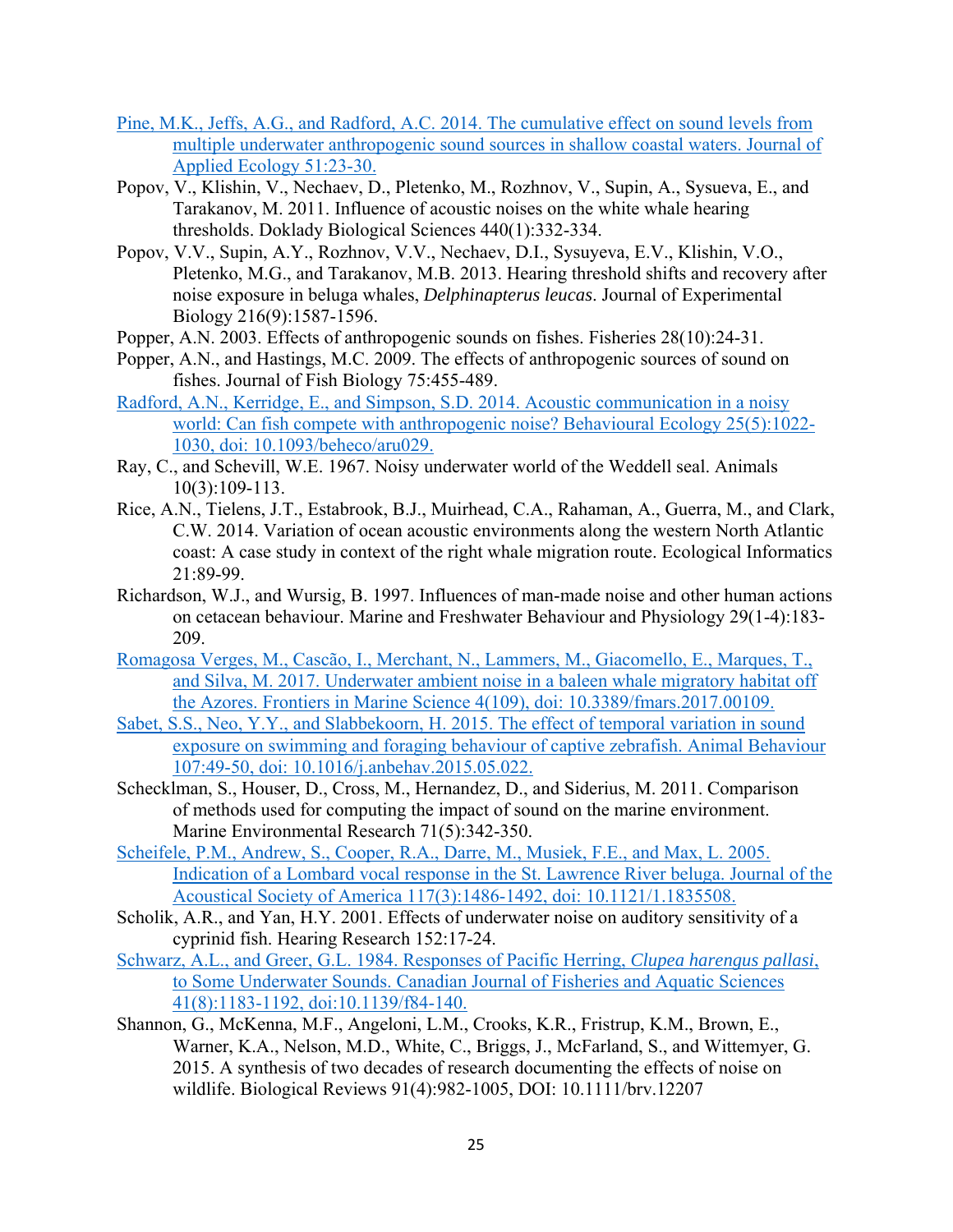Pine, M.K., Jeffs, A.G., and Radford, A.C. 2014. The cumulative effect on sound levels from multiple underwater anthropogenic sound sources in shallow coastal waters. Journal of Applied Ecology 51:23-30.

Popov, V., Klishin, V., Nechaev, D., Pletenko, M., Rozhnov, V., Supin, A., Sysueva, E., and Tarakanov, M. 2011. Influence of acoustic noises on the white whale hearing thresholds. Doklady Biological Sciences 440(1):332-334.

Popov, V.V., Supin, A.Y., Rozhnov, V.V., Nechaev, D.I., Sysuyeva, E.V., Klishin, V.O., Pletenko, M.G., and Tarakanov, M.B. 2013. Hearing threshold shifts and recovery after noise exposure in beluga whales, *Delphinapterus leucas*. Journal of Experimental Biology 216(9):1587-1596.

Popper, A.N. 2003. Effects of anthropogenic sounds on fishes. Fisheries 28(10):24-31.

Popper, A.N., and Hastings, M.C. 2009. The effects of anthropogenic sources of sound on fishes. Journal of Fish Biology 75:455-489.

Radford, A.N., Kerridge, E., and Simpson, S.D. 2014. Acoustic communication in a noisy world: Can fish compete with anthropogenic noise? Behavioural Ecology 25(5):1022-1030, doi: 10.1093/beheco/aru029.

Ray, C., and Schevill, W.E. 1967. Noisy underwater world of the Weddell seal. Animals 10(3):109-113.

Rice, A.N., Tielens, J.T., Estabrook, B.J., Muirhead, C.A., Rahaman, A., Guerra, M., and Clark, C.W. 2014. Variation of ocean acoustic environments along the western North Atlantic coast: A case study in context of the right whale migration route. Ecological Informatics 21:89-99.

Richardson, W.J., and Wursig, B. 1997. Influences of man-made noise and other human actions on cetacean behaviour. Marine and Freshwater Behaviour and Physiology 29(1-4):183-209.

Romagosa Verges, M., Cascão, I., Merchant, N., Lammers, M., Giacomello, E., Marques, T., and Silva, M. 2017. Underwater ambient noise in a baleen whale migratory habitat off the Azores. Frontiers in Marine Science 4(109), doi: 10.3389/fmars.2017.00109.

Sabet, S.S., Neo, Y.Y., and Slabbekoorn, H. 2015. The effect of temporal variation in sound exposure on swimming and foraging behaviour of captive zebrafish. Animal Behaviour 107:49-50, doi: 10.1016/j.anbehav.2015.05.022.

Schecklman, S., Houser, D., Cross, M., Hernandez, D., and Siderius, M. 2011. Comparison of methods used for computing the impact of sound on the marine environment. Marine Environmental Research 71(5):342-350.

Scheifele, P.M., Andrew, S., Cooper, R.A., Darre, M., Musiek, F.E., and Max, L. 2005. Indication of a Lombard vocal response in the St. Lawrence River beluga. Journal of the Acoustical Society of America 117(3):1486-1492, doi: 10.1121/1.1835508.

Scholik, A.R., and Yan, H.Y. 2001. Effects of underwater noise on auditory sensitivity of a cyprinid fish. Hearing Research 152:17-24.

Schwarz, A.L., and Greer, G.L. 1984. Responses of Pacific Herring, *Clupea harengus pallasi*, to Some Underwater Sounds. Canadian Journal of Fisheries and Aquatic Sciences 41(8):1183-1192, doi:10.1139/f84-140.

Shannon, G., McKenna, M.F., Angeloni, L.M., Crooks, K.R., Fristrup, K.M., Brown, E., Warner, K.A., Nelson, M.D., White, C., Briggs, J., McFarland, S., and Wittemyer, G. 2015. A synthesis of two decades of research documenting the effects of noise on wildlife. Biological Reviews 91(4):982-1005, DOI: 10.1111/brv.12207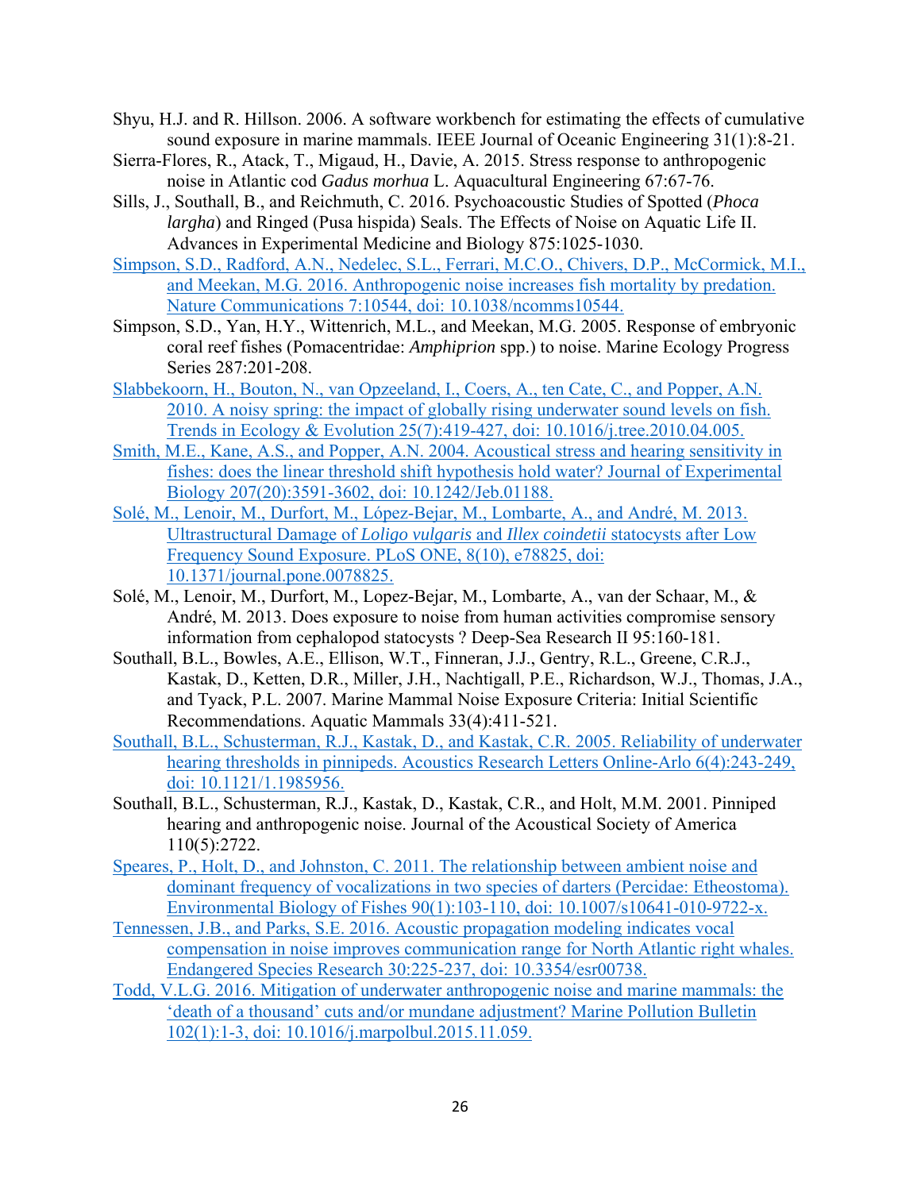Shyu, H.J. and R. Hillson. 2006. A software workbench for estimating the effects of cumulative sound exposure in marine mammals. IEEE Journal of Oceanic Engineering 31(1):8-21.

Sierra-Flores, R., Atack, T., Migaud, H., Davie, A. 2015. Stress response to anthropogenic noise in Atlantic cod *Gadus morhua* L. Aquacultural Engineering 67:67-76.

Sills, J., Southall, B., and Reichmuth, C. 2016. Psychoacoustic Studies of Spotted (*Phoca largha*) and Ringed (Pusa hispida) Seals. The Effects of Noise on Aquatic Life II. Advances in Experimental Medicine and Biology 875:1025-1030.

Simpson, S.D., Radford, A.N., Nedelec, S.L., Ferrari, M.C.O., Chivers, D.P., McCormick, M.I., and Meekan, M.G. 2016. Anthropogenic noise increases fish mortality by predation. Nature Communications 7:10544, doi: 10.1038/ncomms10544.

Simpson, S.D., Yan, H.Y., Wittenrich, M.L., and Meekan, M.G. 2005. Response of embryonic coral reef fishes (Pomacentridae: *Amphiprion* spp.) to noise. Marine Ecology Progress Series 287:201-208.

Slabbekoorn, H., Bouton, N., van Opzeeland, I., Coers, A., ten Cate, C., and Popper, A.N. 2010. A noisy spring: the impact of globally rising underwater sound levels on fish. Trends in Ecology & Evolution 25(7):419-427, doi: 10.1016/j.tree.2010.04.005.

Smith, M.E., Kane, A.S., and Popper, A.N. 2004. Acoustical stress and hearing sensitivity in fishes: does the linear threshold shift hypothesis hold water? Journal of Experimental Biology 207(20):3591-3602, doi: 10.1242/Jeb.01188.

Solé, M., Lenoir, M., Durfort, M., López-Bejar, M., Lombarte, A., and André, M. 2013. Ultrastructural Damage of *Loligo vulgaris* and *Illex coindetii* statocysts after Low Frequency Sound Exposure. PLoS ONE, 8(10), e78825, doi: 10.1371/journal.pone.0078825.

Solé, M., Lenoir, M., Durfort, M., Lopez-Bejar, M., Lombarte, A., van der Schaar, M., & André, M. 2013. Does exposure to noise from human activities compromise sensory information from cephalopod statocysts ? Deep-Sea Research II 95:160-181.

Southall, B.L., Bowles, A.E., Ellison, W.T., Finneran, J.J., Gentry, R.L., Greene, C.R.J., Kastak, D., Ketten, D.R., Miller, J.H., Nachtigall, P.E., Richardson, W.J., Thomas, J.A., and Tyack, P.L. 2007. Marine Mammal Noise Exposure Criteria: Initial Scientific Recommendations. Aquatic Mammals 33(4):411-521.

Southall, B.L., Schusterman, R.J., Kastak, D., and Kastak, C.R. 2005. Reliability of underwater hearing thresholds in pinnipeds. Acoustics Research Letters Online-Arlo 6(4):243-249, doi: 10.1121/1.1985956.

Southall, B.L., Schusterman, R.J., Kastak, D., Kastak, C.R., and Holt, M.M. 2001. Pinniped hearing and anthropogenic noise. Journal of the Acoustical Society of America 110(5):2722.

Speares, P., Holt, D., and Johnston, C. 2011. The relationship between ambient noise and dominant frequency of vocalizations in two species of darters (Percidae: Etheostoma). Environmental Biology of Fishes 90(1):103-110, doi: 10.1007/s10641-010-9722-x.

Tennessen, J.B., and Parks, S.E. 2016. Acoustic propagation modeling indicates vocal compensation in noise improves communication range for North Atlantic right whales. Endangered Species Research 30:225-237, doi: 10.3354/esr00738.

Todd, V.L.G. 2016. Mitigation of underwater anthropogenic noise and marine mammals: the 'death of a thousand' cuts and/or mundane adjustment? Marine Pollution Bulletin 102(1):1-3, doi: 10.1016/j.marpolbul.2015.11.059.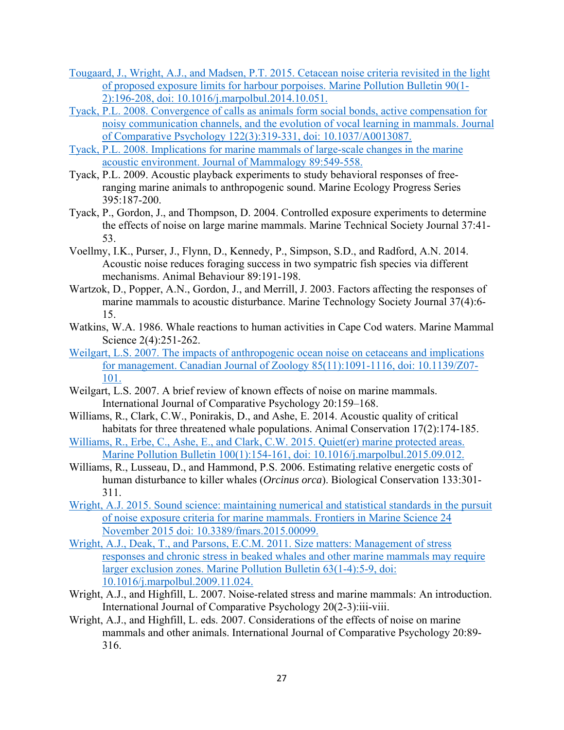Tougaard, J., Wright, A.J., and Madsen, P.T. 2015. Cetacean noise criteria revisited in the light of proposed exposure limits for harbour porpoises. Marine Pollution Bulletin 90(1-2):196-208, doi: 10.1016/j.marpolbul.2014.10.051.

Tyack, P.L. 2008. Convergence of calls as animals form social bonds, active compensation for noisy communication channels, and the evolution of vocal learning in mammals. Journal of Comparative Psychology 122(3):319-331, doi: 10.1037/A0013087.

Tyack, P.L. 2008. Implications for marine mammals of large-scale changes in the marine acoustic environment. Journal of Mammalogy 89:549-558.

Tyack, P.L. 2009. Acoustic playback experiments to study behavioral responses of free-ranging marine animals to anthropogenic sound. Marine Ecology Progress Series 395:187-200.

Tyack, P., Gordon, J., and Thompson, D. 2004. Controlled exposure experiments to determine the effects of noise on large marine mammals. Marine Technical Society Journal 37:41-53.

Voellmy, I.K., Purser, J., Flynn, D., Kennedy, P., Simpson, S.D., and Radford, A.N. 2014. Acoustic noise reduces foraging success in two sympatric fish species via different mechanisms. Animal Behaviour 89:191-198.

Wartzok, D., Popper, A.N., Gordon, J., and Merrill, J. 2003. Factors affecting the responses of marine mammals to acoustic disturbance. Marine Technology Society Journal 37(4):6-15.

Watkins, W.A. 1986. Whale reactions to human activities in Cape Cod waters. Marine Mammal Science 2(4):251-262.

Weilgart, L.S. 2007. The impacts of anthropogenic ocean noise on cetaceans and implications for management. Canadian Journal of Zoology 85(11):1091-1116, doi: 10.1139/Z07-101.

Weilgart, L.S. 2007. A brief review of known effects of noise on marine mammals. International Journal of Comparative Psychology 20:159–168.

Williams, R., Clark, C.W., Ponirakis, D., and Ashe, E. 2014. Acoustic quality of critical habitats for three threatened whale populations. Animal Conservation 17(2):174-185.

Williams, R., Erbe, C., Ashe, E., and Clark, C.W. 2015. Quiet(er) marine protected areas. Marine Pollution Bulletin 100(1):154-161, doi: 10.1016/j.marpolbul.2015.09.012.

Williams, R., Lusseau, D., and Hammond, P.S. 2006. Estimating relative energetic costs of human disturbance to killer whales (*Orcinus orca*). Biological Conservation 133:301-311.

Wright, A.J. 2015. Sound science: maintaining numerical and statistical standards in the pursuit of noise exposure criteria for marine mammals. Frontiers in Marine Science 24 November 2015 doi: 10.3389/fmars.2015.00099.

Wright, A.J., Deak, T., and Parsons, E.C.M. 2011. Size matters: Management of stress responses and chronic stress in beaked whales and other marine mammals may require larger exclusion zones. Marine Pollution Bulletin 63(1-4):5-9, doi: 10.1016/j.marpolbul.2009.11.024.

Wright, A.J., and Highfill, L. 2007. Noise-related stress and marine mammals: An introduction. International Journal of Comparative Psychology 20(2-3):iii-viii.

Wright, A.J., and Highfill, L. eds. 2007. Considerations of the effects of noise on marine mammals and other animals. International Journal of Comparative Psychology 20:89-316.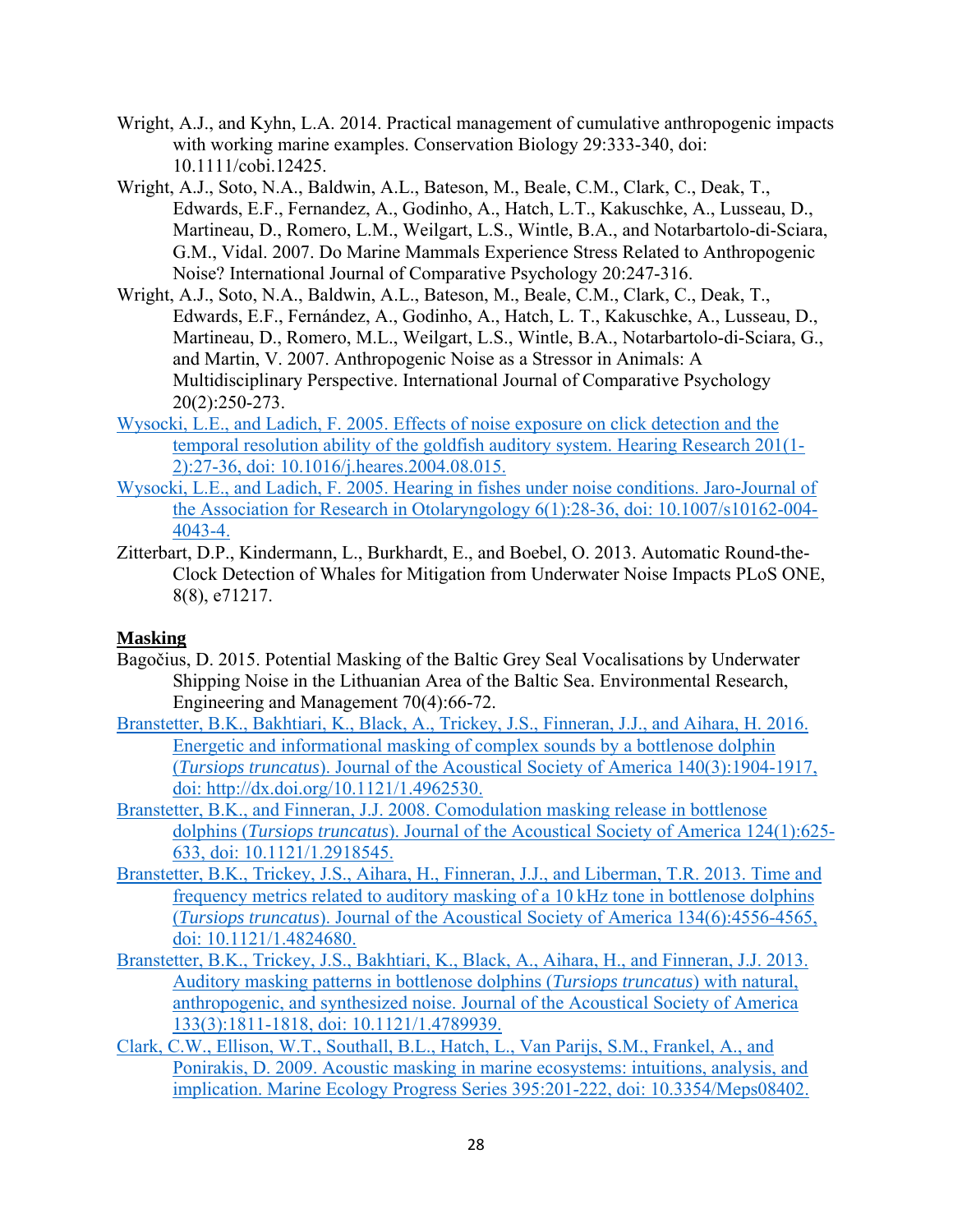Wright, A.J., and Kyhn, L.A. 2014. Practical management of cumulative anthropogenic impacts with working marine examples. Conservation Biology 29:333-340, doi: 10.1111/cobi.12425.

Wright, A.J., Soto, N.A., Baldwin, A.L., Bateson, M., Beale, C.M., Clark, C., Deak, T., Edwards, E.F., Fernandez, A., Godinho, A., Hatch, L.T., Kakuschke, A., Lusseau, D., Martineau, D., Romero, L.M., Weilgart, L.S., Wintle, B.A., and Notarbartolo-di-Sciara, G.M., Vidal. 2007. Do Marine Mammals Experience Stress Related to Anthropogenic Noise? International Journal of Comparative Psychology 20:247-316.

Wright, A.J., Soto, N.A., Baldwin, A.L., Bateson, M., Beale, C.M., Clark, C., Deak, T., Edwards, E.F., Fernández, A., Godinho, A., Hatch, L. T., Kakuschke, A., Lusseau, D., Martineau, D., Romero, M.L., Weilgart, L.S., Wintle, B.A., Notarbartolo-di-Sciara, G., and Martin, V. 2007. Anthropogenic Noise as a Stressor in Animals: A Multidisciplinary Perspective. International Journal of Comparative Psychology 20(2):250-273.

Wysocki, L.E., and Ladich, F. 2005. Effects of noise exposure on click detection and the temporal resolution ability of the goldfish auditory system. Hearing Research 201(1-2):27-36, doi: 10.1016/j.heares.2004.08.015.

Wysocki, L.E., and Ladich, F. 2005. Hearing in fishes under noise conditions. Jaro-Journal of the Association for Research in Otolaryngology 6(1):28-36, doi: 10.1007/s10162-004-4043-4.

Zitterbart, D.P., Kindermann, L., Burkhardt, E., and Boebel, O. 2013. Automatic Round-the-Clock Detection of Whales for Mitigation from Underwater Noise Impacts PLoS ONE, 8(8), e71217.

## Masking

Bagočius, D. 2015. Potential Masking of the Baltic Grey Seal Vocalisations by Underwater Shipping Noise in the Lithuanian Area of the Baltic Sea. Environmental Research, Engineering and Management 70(4):66-72.

Branstetter, B.K., Bakhtiari, K., Black, A., Trickey, J.S., Finneran, J.J., and Aihara, H. 2016. Energetic and informational masking of complex sounds by a bottlenose dolphin (*Tursiops truncatus*). Journal of the Acoustical Society of America 140(3):1904-1917, doi: http://dx.doi.org/10.1121/1.4962530.

Branstetter, B.K., and Finneran, J.J. 2008. Comodulation masking release in bottlenose dolphins (*Tursiops truncatus*). Journal of the Acoustical Society of America 124(1):625-633, doi: 10.1121/1.2918545.

Branstetter, B.K., Trickey, J.S., Aihara, H., Finneran, J.J., and Liberman, T.R. 2013. Time and frequency metrics related to auditory masking of a 10 kHz tone in bottlenose dolphins (*Tursiops truncatus*). Journal of the Acoustical Society of America 134(6):4556-4565, doi: 10.1121/1.4824680.

Branstetter, B.K., Trickey, J.S., Bakhtiari, K., Black, A., Aihara, H., and Finneran, J.J. 2013. Auditory masking patterns in bottlenose dolphins (*Tursiops truncatus*) with natural, anthropogenic, and synthesized noise. Journal of the Acoustical Society of America 133(3):1811-1818, doi: 10.1121/1.4789939.

Clark, C.W., Ellison, W.T., Southall, B.L., Hatch, L., Van Parijs, S.M., Frankel, A., and Ponirakis, D. 2009. Acoustic masking in marine ecosystems: intuitions, analysis, and implication. Marine Ecology Progress Series 395:201-222, doi: 10.3354/Meps08402.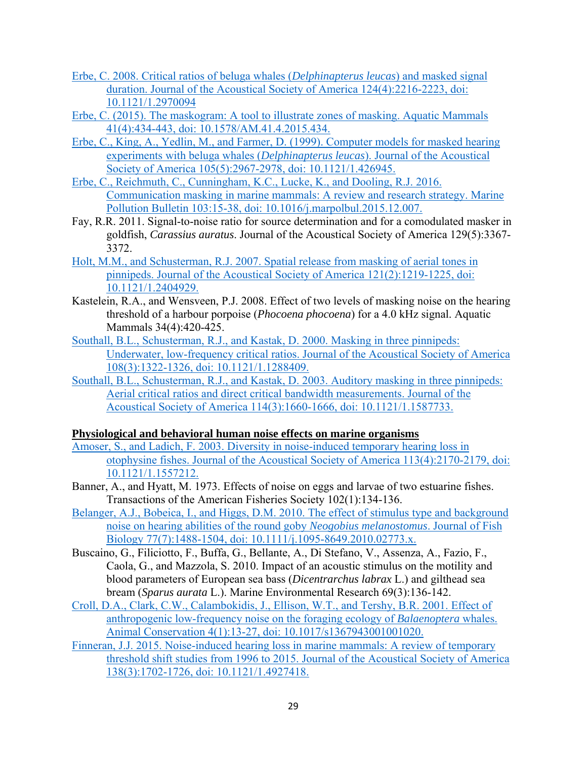Erbe, C. 2008. Critical ratios of beluga whales (*Delphinapterus leucas*) and masked signal duration. Journal of the Acoustical Society of America 124(4):2216-2223, doi: 10.1121/1.2970094

Erbe, C. (2015). The maskogram: A tool to illustrate zones of masking. Aquatic Mammals 41(4):434-443, doi: 10.1578/AM.41.4.2015.434.

Erbe, C., King, A., Yedlin, M., and Farmer, D. (1999). Computer models for masked hearing experiments with beluga whales (*Delphinapterus leucas*). Journal of the Acoustical Society of America 105(5):2967-2978, doi: 10.1121/1.426945.

Erbe, C., Reichmuth, C., Cunningham, K.C., Lucke, K., and Dooling, R.J. 2016. Communication masking in marine mammals: A review and research strategy. Marine Pollution Bulletin 103:15-38, doi: 10.1016/j.marpolbul.2015.12.007.

Fay, R.R. 2011. Signal-to-noise ratio for source determination and for a comodulated masker in goldfish, *Carassius auratus*. Journal of the Acoustical Society of America 129(5):3367-3372.

Holt, M.M., and Schusterman, R.J. 2007. Spatial release from masking of aerial tones in pinnipeds. Journal of the Acoustical Society of America 121(2):1219-1225, doi: 10.1121/1.2404929.

Kastelein, R.A., and Wensveen, P.J. 2008. Effect of two levels of masking noise on the hearing threshold of a harbour porpoise (*Phocoena phocoena*) for a 4.0 kHz signal. Aquatic Mammals 34(4):420-425.

Southall, B.L., Schusterman, R.J., and Kastak, D. 2000. Masking in three pinnipeds: Underwater, low-frequency critical ratios. Journal of the Acoustical Society of America 108(3):1322-1326, doi: 10.1121/1.1288409.

Southall, B.L., Schusterman, R.J., and Kastak, D. 2003. Auditory masking in three pinnipeds: Aerial critical ratios and direct critical bandwidth measurements. Journal of the Acoustical Society of America 114(3):1660-1666, doi: 10.1121/1.1587733.

**Physiological and behavioral human noise effects on marine organisms**

Amoser, S., and Ladich, F. 2003. Diversity in noise-induced temporary hearing loss in otophysine fishes. Journal of the Acoustical Society of America 113(4):2170-2179, doi: 10.1121/1.1557212.

Banner, A., and Hyatt, M. 1973. Effects of noise on eggs and larvae of two estuarine fishes. Transactions of the American Fisheries Society 102(1):134-136.

Belanger, A.J., Bobeica, I., and Higgs, D.M. 2010. The effect of stimulus type and background noise on hearing abilities of the round goby *Neogobius melanostomus*. Journal of Fish Biology 77(7):1488-1504, doi: 10.1111/j.1095-8649.2010.02773.x.

Buscaino, G., Filiciotto, F., Buffa, G., Bellante, A., Di Stefano, V., Assenza, A., Fazio, F., Caola, G., and Mazzola, S. 2010. Impact of an acoustic stimulus on the motility and blood parameters of European sea bass (*Dicentrarchus labrax* L.) and gilthead sea bream (*Sparus aurata* L.). Marine Environmental Research 69(3):136-142.

Croll, D.A., Clark, C.W., Calambokidis, J., Ellison, W.T., and Tershy, B.R. 2001. Effect of anthropogenic low-frequency noise on the foraging ecology of *Balaenoptera* whales. Animal Conservation 4(1):13-27, doi: 10.1017/s1367943001001020.

Finneran, J.J. 2015. Noise-induced hearing loss in marine mammals: A review of temporary threshold shift studies from 1996 to 2015. Journal of the Acoustical Society of America 138(3):1702-1726, doi: 10.1121/1.4927418.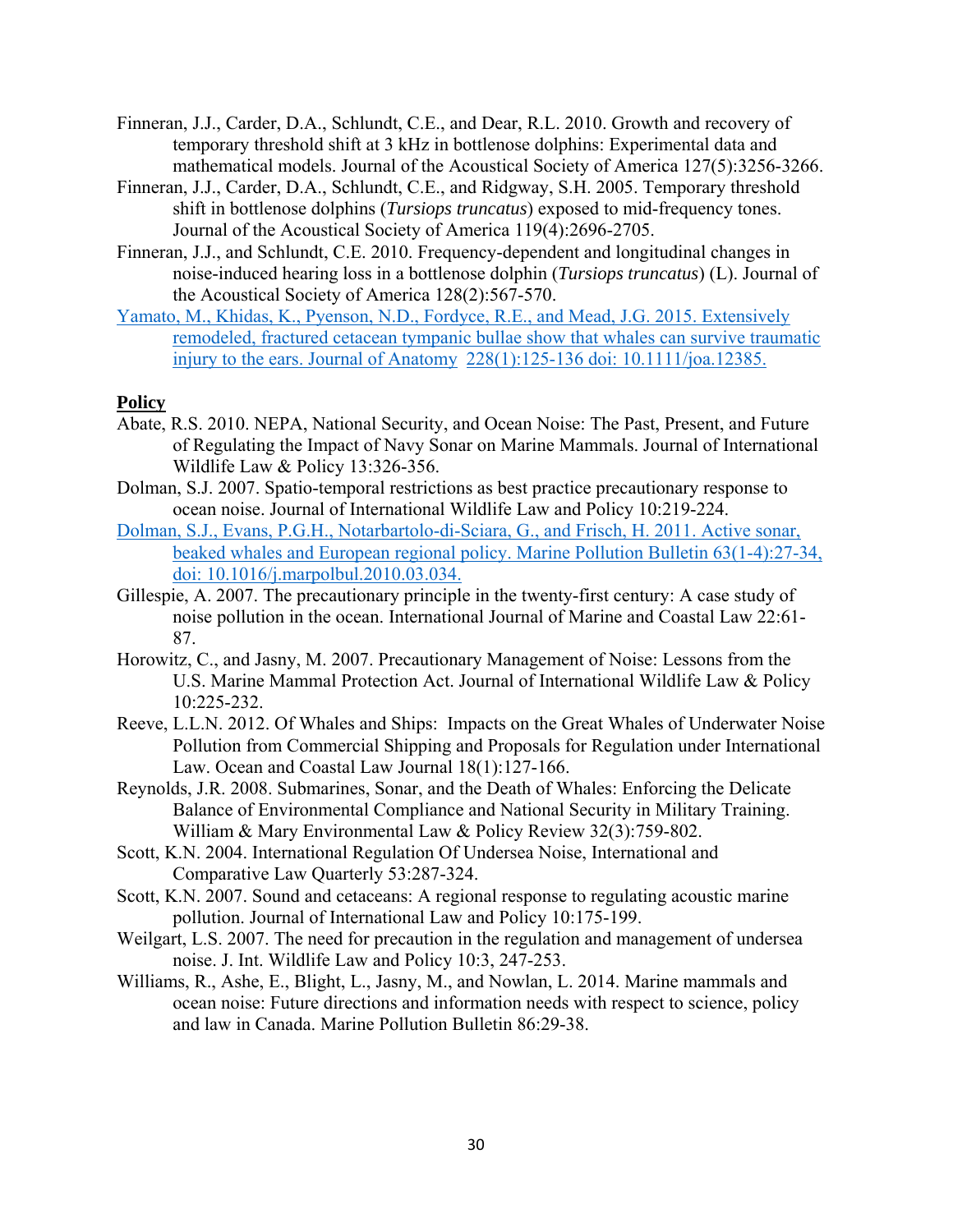Finneran, J.J., Carder, D.A., Schlundt, C.E., and Dear, R.L. 2010. Growth and recovery of temporary threshold shift at 3 kHz in bottlenose dolphins: Experimental data and mathematical models. Journal of the Acoustical Society of America 127(5):3256-3266.

Finneran, J.J., Carder, D.A., Schlundt, C.E., and Ridgway, S.H. 2005. Temporary threshold shift in bottlenose dolphins (*Tursiops truncatus*) exposed to mid-frequency tones. Journal of the Acoustical Society of America 119(4):2696-2705.

Finneran, J.J., and Schlundt, C.E. 2010. Frequency-dependent and longitudinal changes in noise-induced hearing loss in a bottlenose dolphin (*Tursiops truncatus*) (L). Journal of the Acoustical Society of America 128(2):567-570.

Yamato, M., Khidas, K., Pyenson, N.D., Fordyce, R.E., and Mead, J.G. 2015. Extensively remodeled, fractured cetacean tympanic bullae show that whales can survive traumatic injury to the ears. Journal of Anatomy 228(1):125-136 doi: 10.1111/joa.12385.

**Policy**

Abate, R.S. 2010. NEPA, National Security, and Ocean Noise: The Past, Present, and Future of Regulating the Impact of Navy Sonar on Marine Mammals. Journal of International Wildlife Law & Policy 13:326-356.

Dolman, S.J. 2007. Spatio-temporal restrictions as best practice precautionary response to ocean noise. Journal of International Wildlife Law and Policy 10:219-224.

Dolman, S.J., Evans, P.G.H., Notarbartolo-di-Sciara, G., and Frisch, H. 2011. Active sonar, beaked whales and European regional policy. Marine Pollution Bulletin 63(1-4):27-34, doi: 10.1016/j.marpolbul.2010.03.034.

Gillespie, A. 2007. The precautionary principle in the twenty-first century: A case study of noise pollution in the ocean. International Journal of Marine and Coastal Law 22:61-87.

Horowitz, C., and Jasny, M. 2007. Precautionary Management of Noise: Lessons from the U.S. Marine Mammal Protection Act. Journal of International Wildlife Law & Policy 10:225-232.

Reeve, L.L.N. 2012. Of Whales and Ships: Impacts on the Great Whales of Underwater Noise Pollution from Commercial Shipping and Proposals for Regulation under International Law. Ocean and Coastal Law Journal 18(1):127-166.

Reynolds, J.R. 2008. Submarines, Sonar, and the Death of Whales: Enforcing the Delicate Balance of Environmental Compliance and National Security in Military Training. William & Mary Environmental Law & Policy Review 32(3):759-802.

Scott, K.N. 2004. International Regulation Of Undersea Noise, International and Comparative Law Quarterly 53:287-324.

Scott, K.N. 2007. Sound and cetaceans: A regional response to regulating acoustic marine pollution. Journal of International Law and Policy 10:175-199.

Weilgart, L.S. 2007. The need for precaution in the regulation and management of undersea noise. J. Int. Wildlife Law and Policy 10:3, 247-253.

Williams, R., Ashe, E., Blight, L., Jasny, M., and Nowlan, L. 2014. Marine mammals and ocean noise: Future directions and information needs with respect to science, policy and law in Canada. Marine Pollution Bulletin 86:29-38.